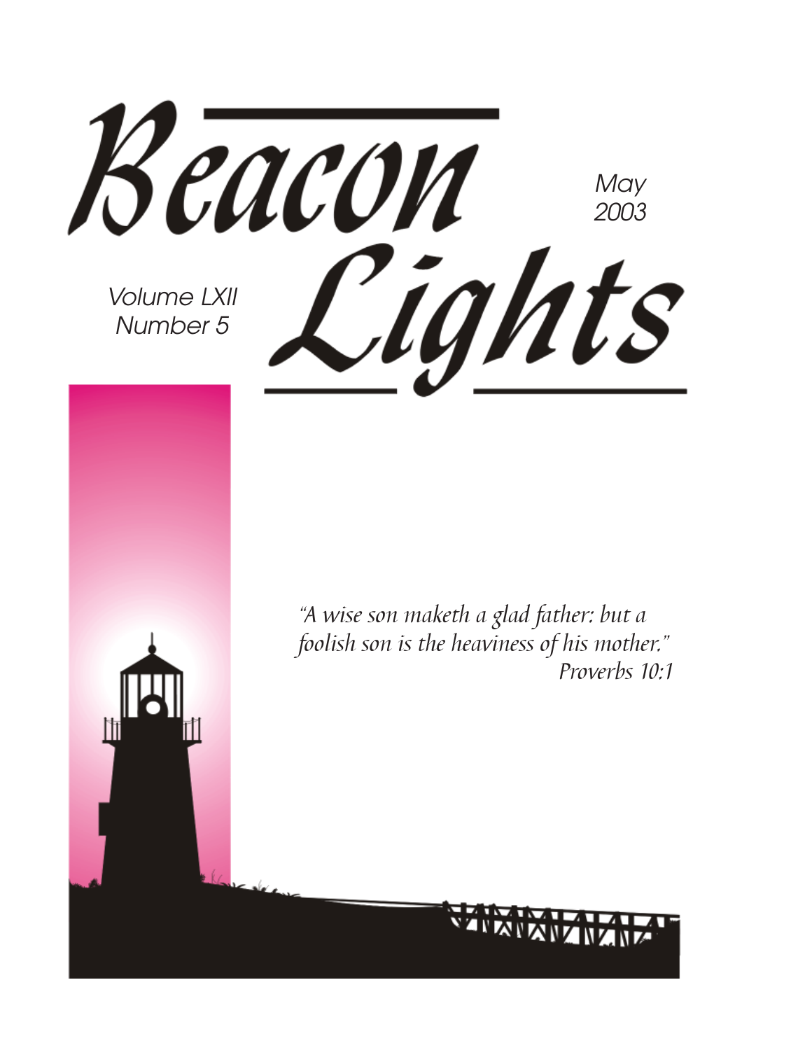# Beacon Lights

May 2003

Volume LXII
Number 5

*"A wise son maketh a glad father: but a foolish son is the heaviness of his mother."*
*Proverbs 10:1*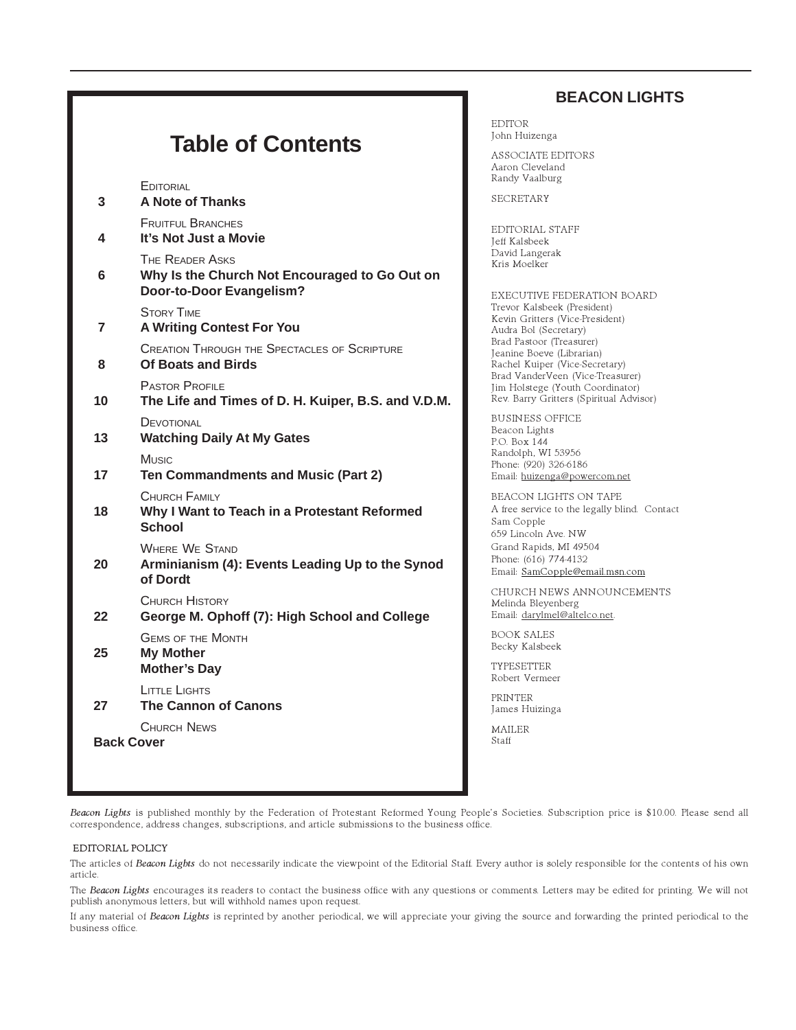# Table of Contents

| Page | Section / Title |
|---|---|
| 3 | EDITORIAL<br>**A Note of Thanks** |
| 4 | FRUITFUL BRANCHES<br>**It's Not Just a Movie** |
| 6 | THE READER ASKS<br>**Why Is the Church Not Encouraged to Go Out on Door-to-Door Evangelism?** |
| 7 | STORY TIME<br>**A Writing Contest For You** |
| 8 | CREATION THROUGH THE SPECTACLES OF SCRIPTURE<br>**Of Boats and Birds** |
| 10 | PASTOR PROFILE<br>**The Life and Times of D. H. Kuiper, B.S. and V.D.M.** |
| 13 | DEVOTIONAL<br>**Watching Daily At My Gates** |
| 17 | MUSIC<br>**Ten Commandments and Music (Part 2)** |
| 18 | CHURCH FAMILY<br>**Why I Want to Teach in a Protestant Reformed School** |
| 20 | WHERE WE STAND<br>**Arminianism (4): Events Leading Up to the Synod of Dordt** |
| 22 | CHURCH HISTORY<br>**George M. Ophoff (7): High School and College** |
| 25 | GEMS OF THE MONTH<br>**My Mother**<br>**Mother's Day** |
| 27 | LITTLE LIGHTS<br>**The Cannon of Canons** |
| Back Cover | CHURCH NEWS |

## BEACON LIGHTS

EDITOR
John Huizenga

ASSOCIATE EDITORS
Aaron Cleveland
Randy Vaalburg

SECRETARY

EDITORIAL STAFF
Jeff Kalsbeek
David Langerak
Kris Moelker

EXECUTIVE FEDERATION BOARD
Trevor Kalsbeek (President)
Kevin Gritters (Vice-President)
Audra Bol (Secretary)
Brad Pastoor (Treasurer)
Jeanine Boeve (Librarian)
Rachel Kuiper (Vice-Secretary)
Brad VanderVeen (Vice-Treasurer)
Jim Holstege (Youth Coordinator)
Rev. Barry Gritters (Spiritual Advisor)

BUSINESS OFFICE
Beacon Lights
P.O. Box 144
Randolph, WI 53956
Phone: (920) 326-6186
Email: huizenga@powercom.net

BEACON LIGHTS ON TAPE
A free service to the legally blind. Contact
Sam Copple
659 Lincoln Ave. NW
Grand Rapids, MI 49504
Phone: (616) 774-4132
Email: SamCopple@email.msn.com

CHURCH NEWS ANNOUNCEMENTS
Melinda Bleyenberg
Email: darylmel@altelco.net.

BOOK SALES
Becky Kalsbeek

TYPESETTER
Robert Vermeer

PRINTER
James Huizinga

MAILER
Staff

*Beacon Lights* is published monthly by the Federation of Protestant Reformed Young People's Societies. Subscription price is $10.00. Please send all correspondence, address changes, subscriptions, and article submissions to the business office.

EDITORIAL POLICY

The articles of *Beacon Lights* do not necessarily indicate the viewpoint of the Editorial Staff. Every author is solely responsible for the contents of his own article.

The *Beacon Lights* encourages its readers to contact the business office with any questions or comments. Letters may be edited for printing. We will not publish anonymous letters, but will withhold names upon request.

If any material of *Beacon Lights* is reprinted by another periodical, we will appreciate your giving the source and forwarding the printed periodical to the business office.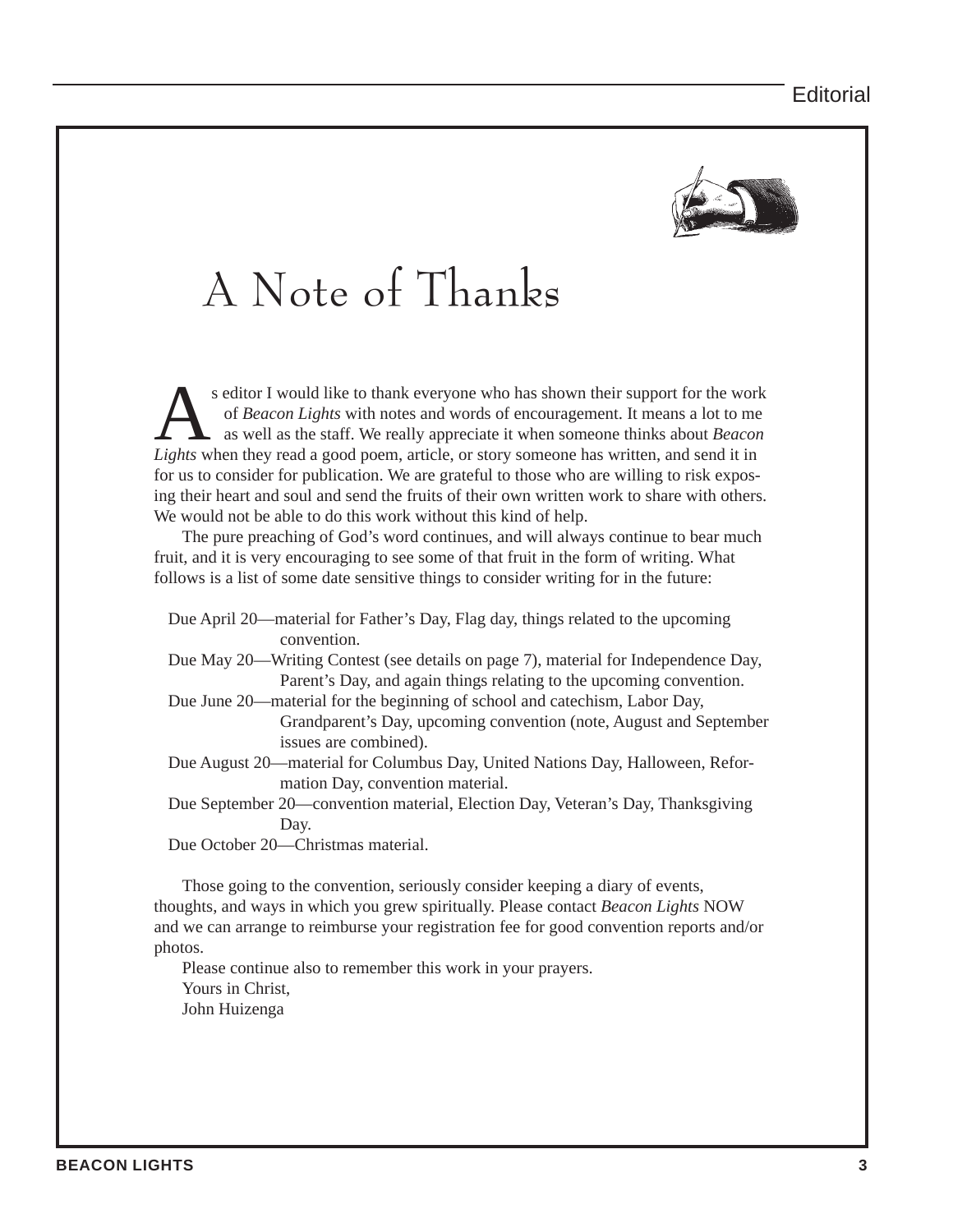# A Note of Thanks

As editor I would like to thank everyone who has shown their support for the work of *Beacon Lights* with notes and words of encouragement. It means a lot to me as well as the staff. We really appreciate it when someone thinks about *Beacon Lights* when they read a good poem, article, or story someone has written, and send it in for us to consider for publication. We are grateful to those who are willing to risk exposing their heart and soul and send the fruits of their own written work to share with others. We would not be able to do this work without this kind of help.

The pure preaching of God's word continues, and will always continue to bear much fruit, and it is very encouraging to see some of that fruit in the form of writing. What follows is a list of some date sensitive things to consider writing for in the future:

- Due April 20—material for Father's Day, Flag day, things related to the upcoming convention.
- Due May 20—Writing Contest (see details on page 7), material for Independence Day, Parent's Day, and again things relating to the upcoming convention.
- Due June 20—material for the beginning of school and catechism, Labor Day, Grandparent's Day, upcoming convention (note, August and September issues are combined).
- Due August 20—material for Columbus Day, United Nations Day, Halloween, Reformation Day, convention material.
- Due September 20—convention material, Election Day, Veteran's Day, Thanksgiving Day.
- Due October 20—Christmas material.

Those going to the convention, seriously consider keeping a diary of events, thoughts, and ways in which you grew spiritually. Please contact *Beacon Lights* NOW and we can arrange to reimburse your registration fee for good convention reports and/or photos.

Please continue also to remember this work in your prayers.

Yours in Christ,
John Huizenga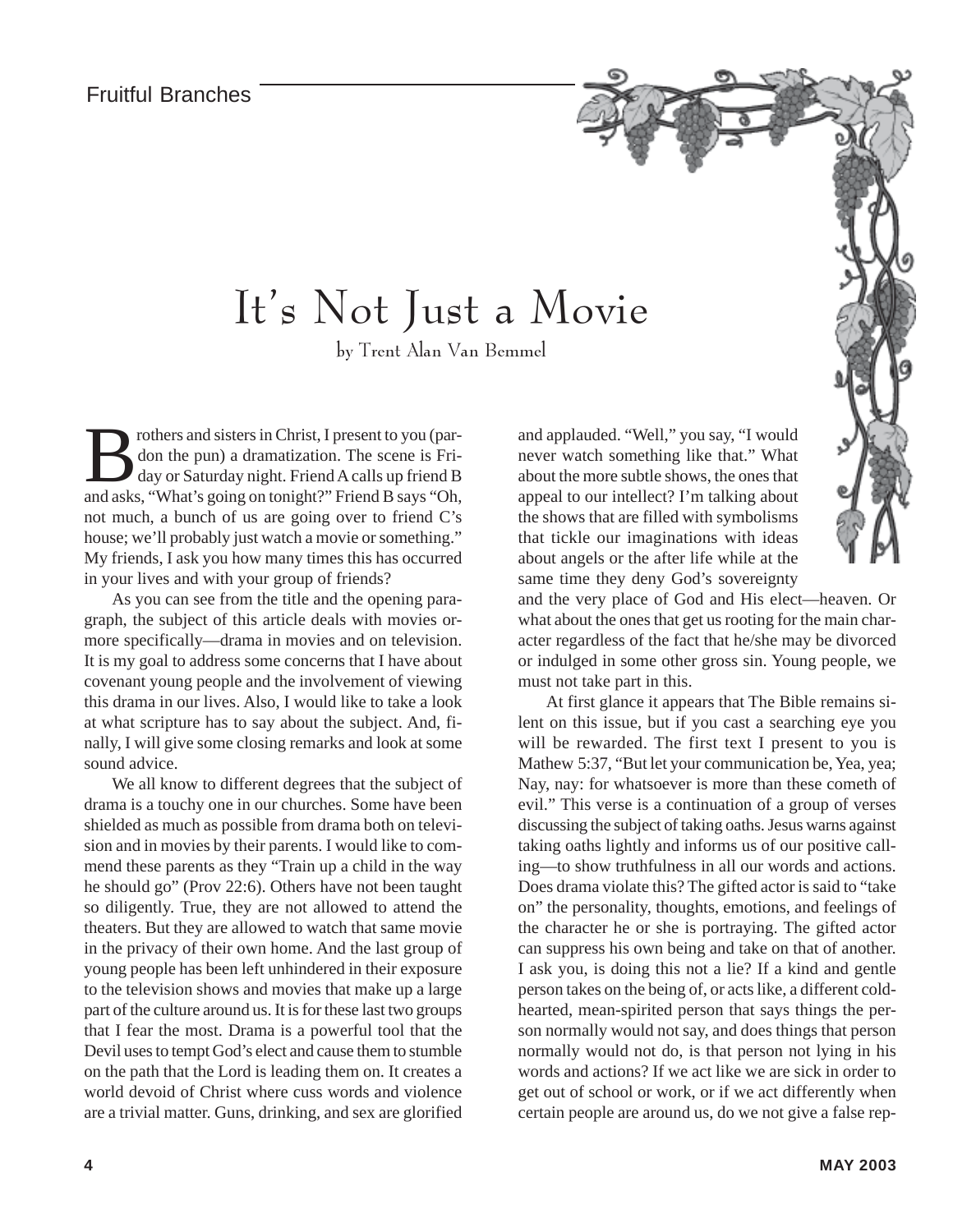# It's Not Just a Movie

by Trent Alan Van Bemmel

Brothers and sisters in Christ, I present to you (pardon the pun) a dramatization. The scene is Friday or Saturday night. Friend A calls up friend B and asks, "What's going on tonight?" Friend B says "Oh, not much, a bunch of us are going over to friend C's house; we'll probably just watch a movie or something." My friends, I ask you how many times this has occurred in your lives and with your group of friends?

As you can see from the title and the opening paragraph, the subject of this article deals with movies or—more specifically—drama in movies and on television. It is my goal to address some concerns that I have about covenant young people and the involvement of viewing this drama in our lives. Also, I would like to take a look at what scripture has to say about the subject. And, finally, I will give some closing remarks and look at some sound advice.

We all know to different degrees that the subject of drama is a touchy one in our churches. Some have been shielded as much as possible from drama both on television and in movies by their parents. I would like to commend these parents as they "Train up a child in the way he should go" (Prov 22:6). Others have not been taught so diligently. True, they are not allowed to attend the theaters. But they are allowed to watch that same movie in the privacy of their own home. And the last group of young people has been left unhindered in their exposure to the television shows and movies that make up a large part of the culture around us. It is for these last two groups that I fear the most. Drama is a powerful tool that the Devil uses to tempt God's elect and cause them to stumble on the path that the Lord is leading them on. It creates a world devoid of Christ where cuss words and violence are a trivial matter. Guns, drinking, and sex are glorified and applauded. "Well," you say, "I would never watch something like that." What about the more subtle shows, the ones that appeal to our intellect? I'm talking about the shows that are filled with symbolisms that tickle our imaginations with ideas about angels or the after life while at the same time they deny God's sovereignty and the very place of God and His elect—heaven. Or what about the ones that get us rooting for the main character regardless of the fact that he/she may be divorced or indulged in some other gross sin. Young people, we must not take part in this.

At first glance it appears that The Bible remains silent on this issue, but if you cast a searching eye you will be rewarded. The first text I present to you is Mathew 5:37, "But let your communication be, Yea, yea; Nay, nay: for whatsoever is more than these cometh of evil." This verse is a continuation of a group of verses discussing the subject of taking oaths. Jesus warns against taking oaths lightly and informs us of our positive calling—to show truthfulness in all our words and actions. Does drama violate this? The gifted actor is said to "take on" the personality, thoughts, emotions, and feelings of the character he or she is portraying. The gifted actor can suppress his own being and take on that of another. I ask you, is doing this not a lie? If a kind and gentle person takes on the being of, or acts like, a different cold-hearted, mean-spirited person that says things the person normally would not say, and does things that person normally would not do, is that person not lying in his words and actions? If we act like we are sick in order to get out of school or work, or if we act differently when certain people are around us, do we not give a false rep-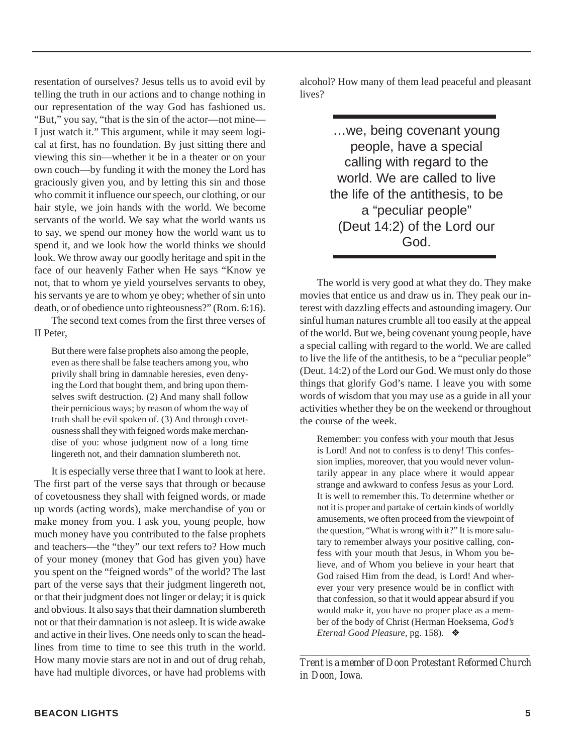resentation of ourselves? Jesus tells us to avoid evil by telling the truth in our actions and to change nothing in our representation of the way God has fashioned us. "But," you say, "that is the sin of the actor—not mine—I just watch it." This argument, while it may seem logical at first, has no foundation. By just sitting there and viewing this sin—whether it be in a theater or on your own couch—by funding it with the money the Lord has graciously given you, and by letting this sin and those who commit it influence our speech, our clothing, or our hair style, we join hands with the world. We become servants of the world. We say what the world wants us to say, we spend our money how the world want us to spend it, and we look how the world thinks we should look. We throw away our goodly heritage and spit in the face of our heavenly Father when He says "Know ye not, that to whom ye yield yourselves servants to obey, his servants ye are to whom ye obey; whether of sin unto death, or of obedience unto righteousness?" (Rom. 6:16).

The second text comes from the first three verses of II Peter,

> But there were false prophets also among the people, even as there shall be false teachers among you, who privily shall bring in damnable heresies, even denying the Lord that bought them, and bring upon themselves swift destruction. (2) And many shall follow their pernicious ways; by reason of whom the way of truth shall be evil spoken of. (3) And through covetousness shall they with feigned words make merchandise of you: whose judgment now of a long time lingereth not, and their damnation slumbereth not.

It is especially verse three that I want to look at here. The first part of the verse says that through or because of covetousness they shall with feigned words, or made up words (acting words), make merchandise of you or make money from you. I ask you, young people, how much money have you contributed to the false prophets and teachers—the "they" our text refers to? How much of your money (money that God has given you) have you spent on the "feigned words" of the world? The last part of the verse says that their judgment lingereth not, or that their judgment does not linger or delay; it is quick and obvious. It also says that their damnation slumbereth not or that their damnation is not asleep. It is wide awake and active in their lives. One needs only to scan the headlines from time to time to see this truth in the world. How many movie stars are not in and out of drug rehab, have had multiple divorces, or have had problems with alcohol? How many of them lead peaceful and pleasant lives?

> …we, being covenant young people, have a special calling with regard to the world. We are called to live the life of the antithesis, to be a "peculiar people" (Deut 14:2) of the Lord our God.

The world is very good at what they do. They make movies that entice us and draw us in. They peak our interest with dazzling effects and astounding imagery. Our sinful human natures crumble all too easily at the appeal of the world. But we, being covenant young people, have a special calling with regard to the world. We are called to live the life of the antithesis, to be a "peculiar people" (Deut. 14:2) of the Lord our God. We must only do those things that glorify God's name. I leave you with some words of wisdom that you may use as a guide in all your activities whether they be on the weekend or throughout the course of the week.

> Remember: you confess with your mouth that Jesus is Lord! And not to confess is to deny! This confession implies, moreover, that you would never voluntarily appear in any place where it would appear strange and awkward to confess Jesus as your Lord. It is well to remember this. To determine whether or not it is proper and partake of certain kinds of worldly amusements, we often proceed from the viewpoint of the question, "What is wrong with it?" It is more salutary to remember always your positive calling, confess with your mouth that Jesus, in Whom you believe, and of Whom you believe in your heart that God raised Him from the dead, is Lord! And wherever your very presence would be in conflict with that confession, so that it would appear absurd if you would make it, you have no proper place as a member of the body of Christ (Herman Hoeksema, *God's Eternal Good Pleasure*, pg. 158). ❖

---

*Trent is a member of Doon Protestant Reformed Church in Doon, Iowa.*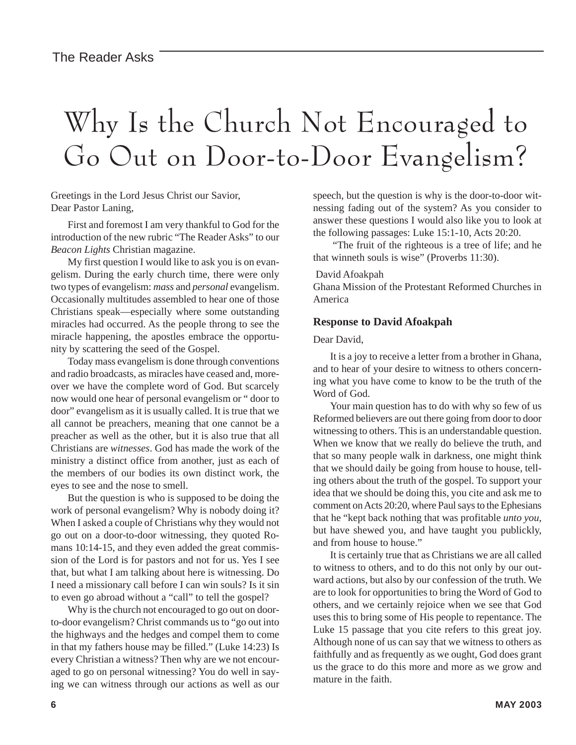# Why Is the Church Not Encouraged to Go Out on Door-to-Door Evangelism?

Greetings in the Lord Jesus Christ our Savior,
Dear Pastor Laning,

First and foremost I am very thankful to God for the introduction of the new rubric "The Reader Asks" to our *Beacon Lights* Christian magazine.

My first question I would like to ask you is on evangelism. During the early church time, there were only two types of evangelism: *mass* and *personal* evangelism. Occasionally multitudes assembled to hear one of those Christians speak—especially where some outstanding miracles had occurred. As the people throng to see the miracle happening, the apostles embrace the opportunity by scattering the seed of the Gospel.

Today mass evangelism is done through conventions and radio broadcasts, as miracles have ceased and, moreover we have the complete word of God. But scarcely now would one hear of personal evangelism or " door to door" evangelism as it is usually called. It is true that we all cannot be preachers, meaning that one cannot be a preacher as well as the other, but it is also true that all Christians are *witnesses*. God has made the work of the ministry a distinct office from another, just as each of the members of our bodies its own distinct work, the eyes to see and the nose to smell.

But the question is who is supposed to be doing the work of personal evangelism? Why is nobody doing it? When I asked a couple of Christians why they would not go out on a door-to-door witnessing, they quoted Romans 10:14-15, and they even added the great commission of the Lord is for pastors and not for us. Yes I see that, but what I am talking about here is witnessing. Do I need a missionary call before I can win souls? Is it sin to even go abroad without a "call" to tell the gospel?

Why is the church not encouraged to go out on door-to-door evangelism? Christ commands us to "go out into the highways and the hedges and compel them to come in that my fathers house may be filled." (Luke 14:23) Is every Christian a witness? Then why are we not encouraged to go on personal witnessing? You do well in saying we can witness through our actions as well as our speech, but the question is why is the door-to-door witnessing fading out of the system? As you consider to answer these questions I would also like you to look at the following passages: Luke 15:1-10, Acts 20:20.

"The fruit of the righteous is a tree of life; and he that winneth souls is wise" (Proverbs 11:30).

David Afoakpah
Ghana Mission of the Protestant Reformed Churches in America

**Response to David Afoakpah**

Dear David,

It is a joy to receive a letter from a brother in Ghana, and to hear of your desire to witness to others concerning what you have come to know to be the truth of the Word of God.

Your main question has to do with why so few of us Reformed believers are out there going from door to door witnessing to others. This is an understandable question. When we know that we really do believe the truth, and that so many people walk in darkness, one might think that we should daily be going from house to house, telling others about the truth of the gospel. To support your idea that we should be doing this, you cite and ask me to comment on Acts 20:20, where Paul says to the Ephesians that he "kept back nothing that was profitable *unto you*, but have shewed you, and have taught you publickly, and from house to house."

It is certainly true that as Christians we are all called to witness to others, and to do this not only by our outward actions, but also by our confession of the truth. We are to look for opportunities to bring the Word of God to others, and we certainly rejoice when we see that God uses this to bring some of His people to repentance. The Luke 15 passage that you cite refers to this great joy. Although none of us can say that we witness to others as faithfully and as frequently as we ought, God does grant us the grace to do this more and more as we grow and mature in the faith.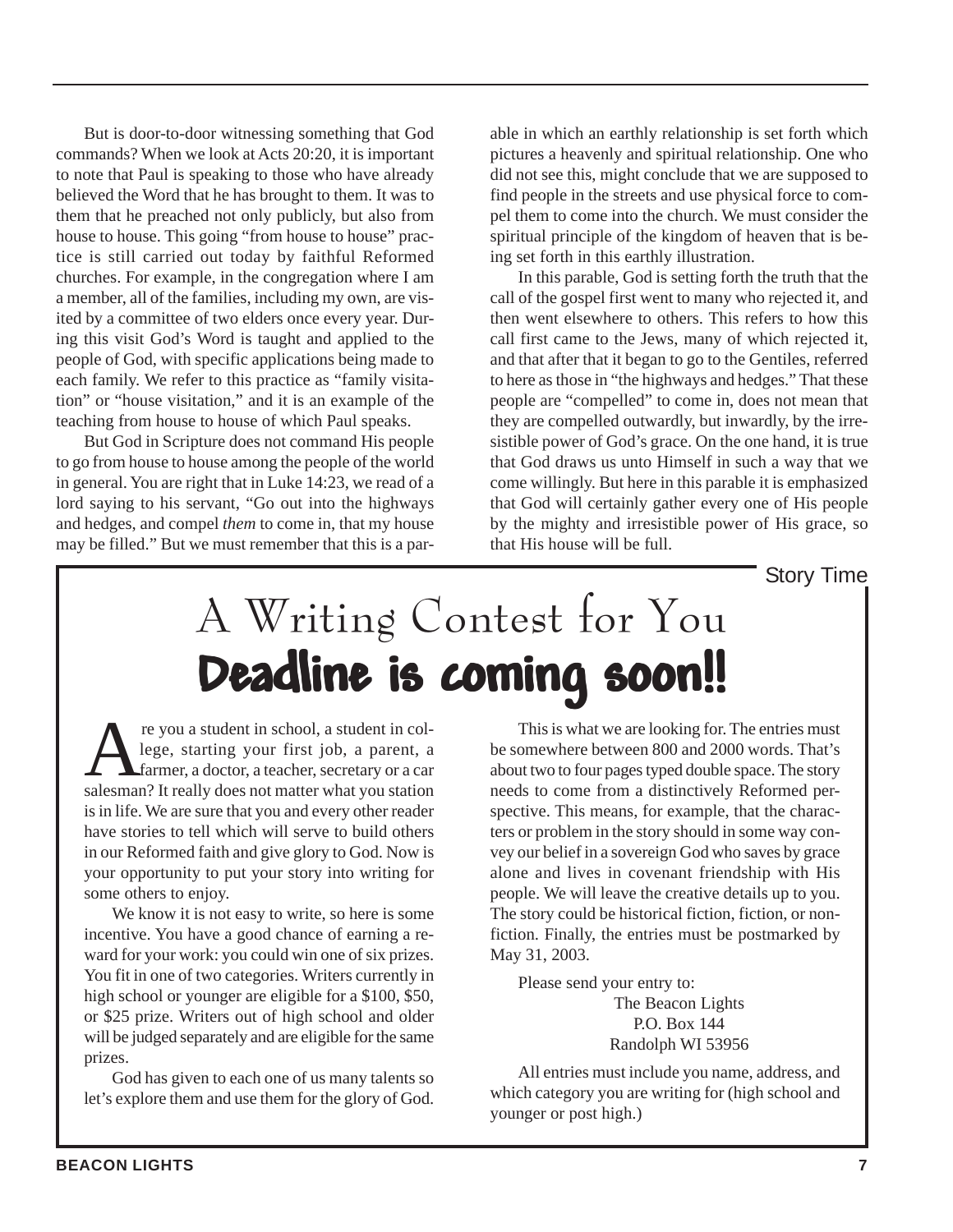But is door-to-door witnessing something that God commands? When we look at Acts 20:20, it is important to note that Paul is speaking to those who have already believed the Word that he has brought to them. It was to them that he preached not only publicly, but also from house to house. This going "from house to house" practice is still carried out today by faithful Reformed churches. For example, in the congregation where I am a member, all of the families, including my own, are visited by a committee of two elders once every year. During this visit God's Word is taught and applied to the people of God, with specific applications being made to each family. We refer to this practice as "family visitation" or "house visitation," and it is an example of the teaching from house to house of which Paul speaks.

But God in Scripture does not command His people to go from house to house among the people of the world in general. You are right that in Luke 14:23, we read of a lord saying to his servant, "Go out into the highways and hedges, and compel *them* to come in, that my house may be filled." But we must remember that this is a parable in which an earthly relationship is set forth which pictures a heavenly and spiritual relationship. One who did not see this, might conclude that we are supposed to find people in the streets and use physical force to compel them to come into the church. We must consider the spiritual principle of the kingdom of heaven that is being set forth in this earthly illustration.

In this parable, God is setting forth the truth that the call of the gospel first went to many who rejected it, and then went elsewhere to others. This refers to how this call first came to the Jews, many of which rejected it, and that after that it began to go to the Gentiles, referred to here as those in "the highways and hedges." That these people are "compelled" to come in, does not mean that they are compelled outwardly, but inwardly, by the irresistible power of God's grace. On the one hand, it is true that God draws us unto Himself in such a way that we come willingly. But here in this parable it is emphasized that God will certainly gather every one of His people by the mighty and irresistible power of His grace, so that His house will be full.

Story Time

# A Writing Contest for You

## Deadline is coming soon!!

Are you a student in school, a student in college, starting your first job, a parent, a farmer, a doctor, a teacher, secretary or a car salesman? It really does not matter what you station is in life. We are sure that you and every other reader have stories to tell which will serve to build others in our Reformed faith and give glory to God. Now is your opportunity to put your story into writing for some others to enjoy.

We know it is not easy to write, so here is some incentive. You have a good chance of earning a reward for your work: you could win one of six prizes. You fit in one of two categories. Writers currently in high school or younger are eligible for a $100, $50, or $25 prize. Writers out of high school and older will be judged separately and are eligible for the same prizes.

God has given to each one of us many talents so let's explore them and use them for the glory of God.

This is what we are looking for. The entries must be somewhere between 800 and 2000 words. That's about two to four pages typed double space. The story needs to come from a distinctively Reformed perspective. This means, for example, that the characters or problem in the story should in some way convey our belief in a sovereign God who saves by grace alone and lives in covenant friendship with His people. We will leave the creative details up to you. The story could be historical fiction, fiction, or non-fiction. Finally, the entries must be postmarked by May 31, 2003.

Please send your entry to:

The Beacon Lights
P.O. Box 144
Randolph WI 53956

All entries must include you name, address, and which category you are writing for (high school and younger or post high.)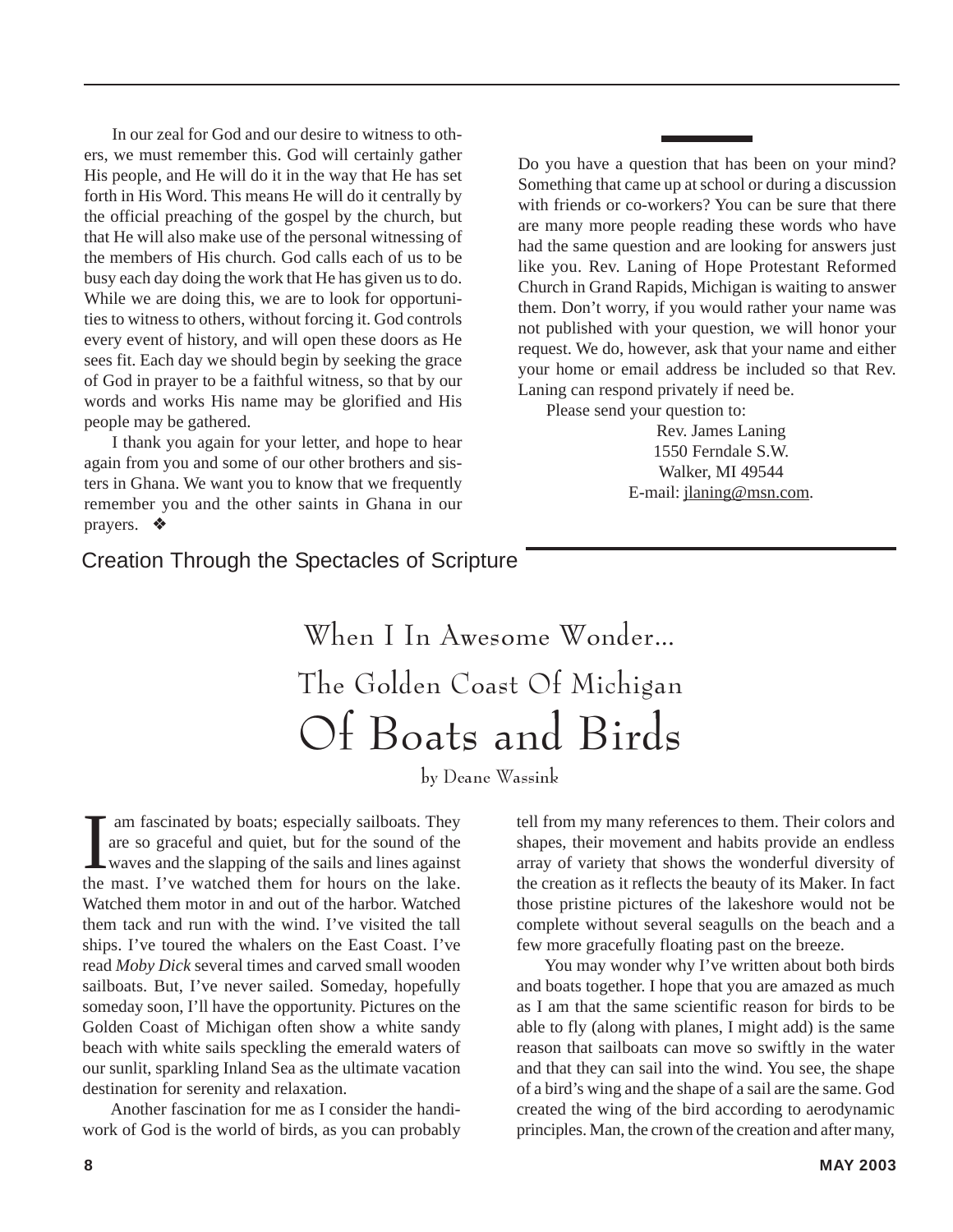In our zeal for God and our desire to witness to others, we must remember this. God will certainly gather His people, and He will do it in the way that He has set forth in His Word. This means He will do it centrally by the official preaching of the gospel by the church, but that He will also make use of the personal witnessing of the members of His church. God calls each of us to be busy each day doing the work that He has given us to do. While we are doing this, we are to look for opportunities to witness to others, without forcing it. God controls every event of history, and will open these doors as He sees fit. Each day we should begin by seeking the grace of God in prayer to be a faithful witness, so that by our words and works His name may be glorified and His people may be gathered.

I thank you again for your letter, and hope to hear again from you and some of our other brothers and sisters in Ghana. We want you to know that we frequently remember you and the other saints in Ghana in our prayers. ❖

---

Do you have a question that has been on your mind? Something that came up at school or during a discussion with friends or co-workers? You can be sure that there are many more people reading these words who have had the same question and are looking for answers just like you. Rev. Laning of Hope Protestant Reformed Church in Grand Rapids, Michigan is waiting to answer them. Don't worry, if you would rather your name was not published with your question, we will honor your request. We do, however, ask that your name and either your home or email address be included so that Rev. Laning can respond privately if need be.

Please send your question to:

Rev. James Laning
1550 Ferndale S.W.
Walker, MI 49544
E-mail: jlaning@msn.com.

## Creation Through the Spectacles of Scripture

### When I In Awesome Wonder...

### The Golden Coast Of Michigan

# Of Boats and Birds

by Deane Wassink

I am fascinated by boats; especially sailboats. They are so graceful and quiet, but for the sound of the waves and the slapping of the sails and lines against the mast. I've watched them for hours on the lake. Watched them motor in and out of the harbor. Watched them tack and run with the wind. I've visited the tall ships. I've toured the whalers on the East Coast. I've read *Moby Dick* several times and carved small wooden sailboats. But, I've never sailed. Someday, hopefully someday soon, I'll have the opportunity. Pictures on the Golden Coast of Michigan often show a white sandy beach with white sails speckling the emerald waters of our sunlit, sparkling Inland Sea as the ultimate vacation destination for serenity and relaxation.

Another fascination for me as I consider the handiwork of God is the world of birds, as you can probably tell from my many references to them. Their colors and shapes, their movement and habits provide an endless array of variety that shows the wonderful diversity of the creation as it reflects the beauty of its Maker. In fact those pristine pictures of the lakeshore would not be complete without several seagulls on the beach and a few more gracefully floating past on the breeze.

You may wonder why I've written about both birds and boats together. I hope that you are amazed as much as I am that the same scientific reason for birds to be able to fly (along with planes, I might add) is the same reason that sailboats can move so swiftly in the water and that they can sail into the wind. You see, the shape of a bird's wing and the shape of a sail are the same. God created the wing of the bird according to aerodynamic principles. Man, the crown of the creation and after many,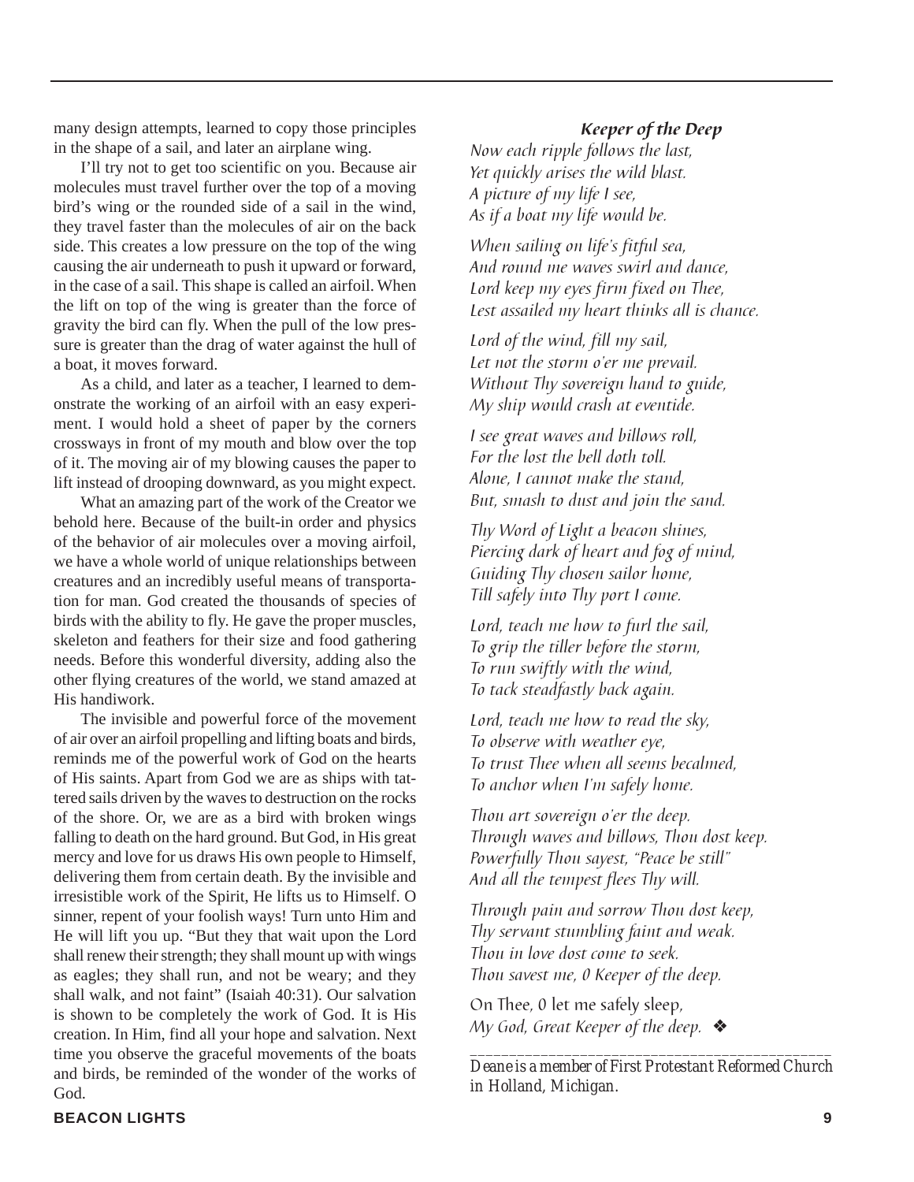many design attempts, learned to copy those principles in the shape of a sail, and later an airplane wing.

I'll try not to get too scientific on you. Because air molecules must travel further over the top of a moving bird's wing or the rounded side of a sail in the wind, they travel faster than the molecules of air on the back side. This creates a low pressure on the top of the wing causing the air underneath to push it upward or forward, in the case of a sail. This shape is called an airfoil. When the lift on top of the wing is greater than the force of gravity the bird can fly. When the pull of the low pressure is greater than the drag of water against the hull of a boat, it moves forward.

As a child, and later as a teacher, I learned to demonstrate the working of an airfoil with an easy experiment. I would hold a sheet of paper by the corners crossways in front of my mouth and blow over the top of it. The moving air of my blowing causes the paper to lift instead of drooping downward, as you might expect.

What an amazing part of the work of the Creator we behold here. Because of the built-in order and physics of the behavior of air molecules over a moving airfoil, we have a whole world of unique relationships between creatures and an incredibly useful means of transportation for man. God created the thousands of species of birds with the ability to fly. He gave the proper muscles, skeleton and feathers for their size and food gathering needs. Before this wonderful diversity, adding also the other flying creatures of the world, we stand amazed at His handiwork.

The invisible and powerful force of the movement of air over an airfoil propelling and lifting boats and birds, reminds me of the powerful work of God on the hearts of His saints. Apart from God we are as ships with tattered sails driven by the waves to destruction on the rocks of the shore. Or, we are as a bird with broken wings falling to death on the hard ground. But God, in His great mercy and love for us draws His own people to Himself, delivering them from certain death. By the invisible and irresistible work of the Spirit, He lifts us to Himself. O sinner, repent of your foolish ways! Turn unto Him and He will lift you up. "But they that wait upon the Lord shall renew their strength; they shall mount up with wings as eagles; they shall run, and not be weary; and they shall walk, and not faint" (Isaiah 40:31). Our salvation is shown to be completely the work of God. It is His creation. In Him, find all your hope and salvation. Next time you observe the graceful movements of the boats and birds, be reminded of the wonder of the works of God.

### *Keeper of the Deep*

*Now each ripple follows the last,*
*Yet quickly arises the wild blast.*
*A picture of my life I see,*
*As if a boat my life would be.*

*When sailing on life's fitful sea,*
*And round me waves swirl and dance,*
*Lord keep my eyes firm fixed on Thee,*
*Lest assailed my heart thinks all is chance.*

*Lord of the wind, fill my sail,*
*Let not the storm o'er me prevail.*
*Without Thy sovereign hand to guide,*
*My ship would crash at eventide.*

*I see great waves and billows roll,*
*For the lost the bell doth toll.*
*Alone, I cannot make the stand,*
*But, smash to dust and join the sand.*

*Thy Word of Light a beacon shines,*
*Piercing dark of heart and fog of mind,*
*Guiding Thy chosen sailor home,*
*Till safely into Thy port I come.*

*Lord, teach me how to furl the sail,*
*To grip the tiller before the storm,*
*To run swiftly with the wind,*
*To tack steadfastly back again.*

*Lord, teach me how to read the sky,*
*To observe with weather eye,*
*To trust Thee when all seems becalmed,*
*To anchor when I'm safely home.*

*Thou art sovereign o'er the deep.*
*Through waves and billows, Thou dost keep.*
*Powerfully Thou sayest, "Peace be still"*
*And all the tempest flees Thy will.*

*Through pain and sorrow Thou dost keep,*
*Thy servant stumbling faint and weak.*
*Thou in love dost come to seek.*
*Thou savest me, 0 Keeper of the deep.*

On Thee, 0 let me safely sleep,
*My God, Great Keeper of the deep.* ❖

---

*Deane is a member of First Protestant Reformed Church in Holland, Michigan.*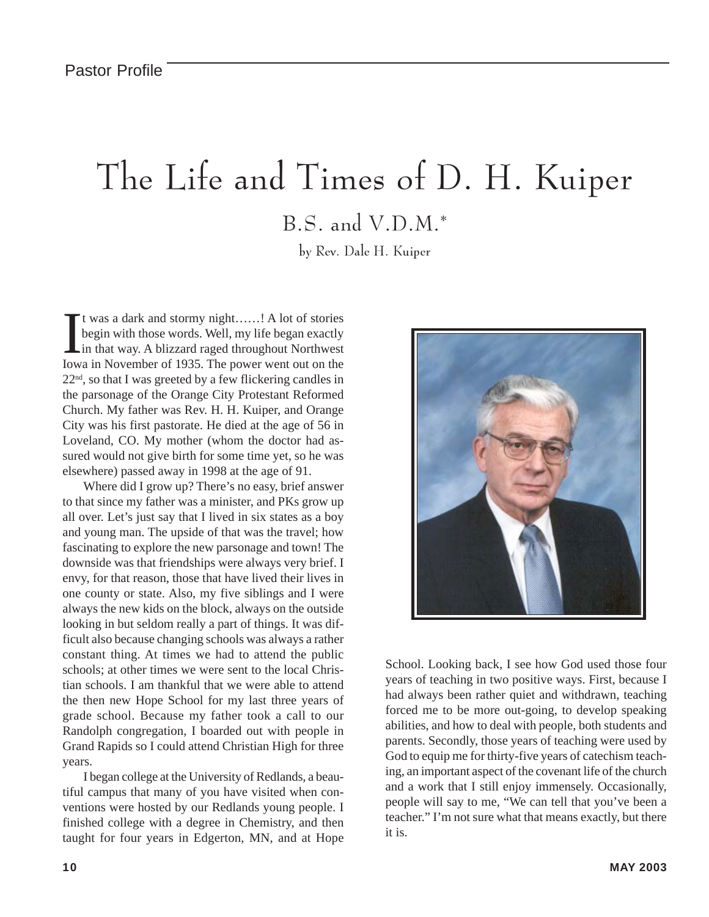Pastor Profile

# The Life and Times of D. H. Kuiper

## B.S. and V.D.M.*

by Rev. Dale H. Kuiper

It was a dark and stormy night……! A lot of stories begin with those words. Well, my life began exactly in that way. A blizzard raged throughout Northwest Iowa in November of 1935. The power went out on the 22nd, so that I was greeted by a few flickering candles in the parsonage of the Orange City Protestant Reformed Church. My father was Rev. H. H. Kuiper, and Orange City was his first pastorate. He died at the age of 56 in Loveland, CO. My mother (whom the doctor had assured would not give birth for some time yet, so he was elsewhere) passed away in 1998 at the age of 91.

Where did I grow up? There's no easy, brief answer to that since my father was a minister, and PKs grow up all over. Let's just say that I lived in six states as a boy and young man. The upside of that was the travel; how fascinating to explore the new parsonage and town! The downside was that friendships were always very brief. I envy, for that reason, those that have lived their lives in one county or state. Also, my five siblings and I were always the new kids on the block, always on the outside looking in but seldom really a part of things. It was difficult also because changing schools was always a rather constant thing. At times we had to attend the public schools; at other times we were sent to the local Christian schools. I am thankful that we were able to attend the then new Hope School for my last three years of grade school. Because my father took a call to our Randolph congregation, I boarded out with people in Grand Rapids so I could attend Christian High for three years.

I began college at the University of Redlands, a beautiful campus that many of you have visited when conventions were hosted by our Redlands young people. I finished college with a degree in Chemistry, and then taught for four years in Edgerton, MN, and at Hope School. Looking back, I see how God used those four years of teaching in two positive ways. First, because I had always been rather quiet and withdrawn, teaching forced me to be more out-going, to develop speaking abilities, and how to deal with people, both students and parents. Secondly, those years of teaching were used by God to equip me for thirty-five years of catechism teaching, an important aspect of the covenant life of the church and a work that I still enjoy immensely. Occasionally, people will say to me, "We can tell that you've been a teacher." I'm not sure what that means exactly, but there it is.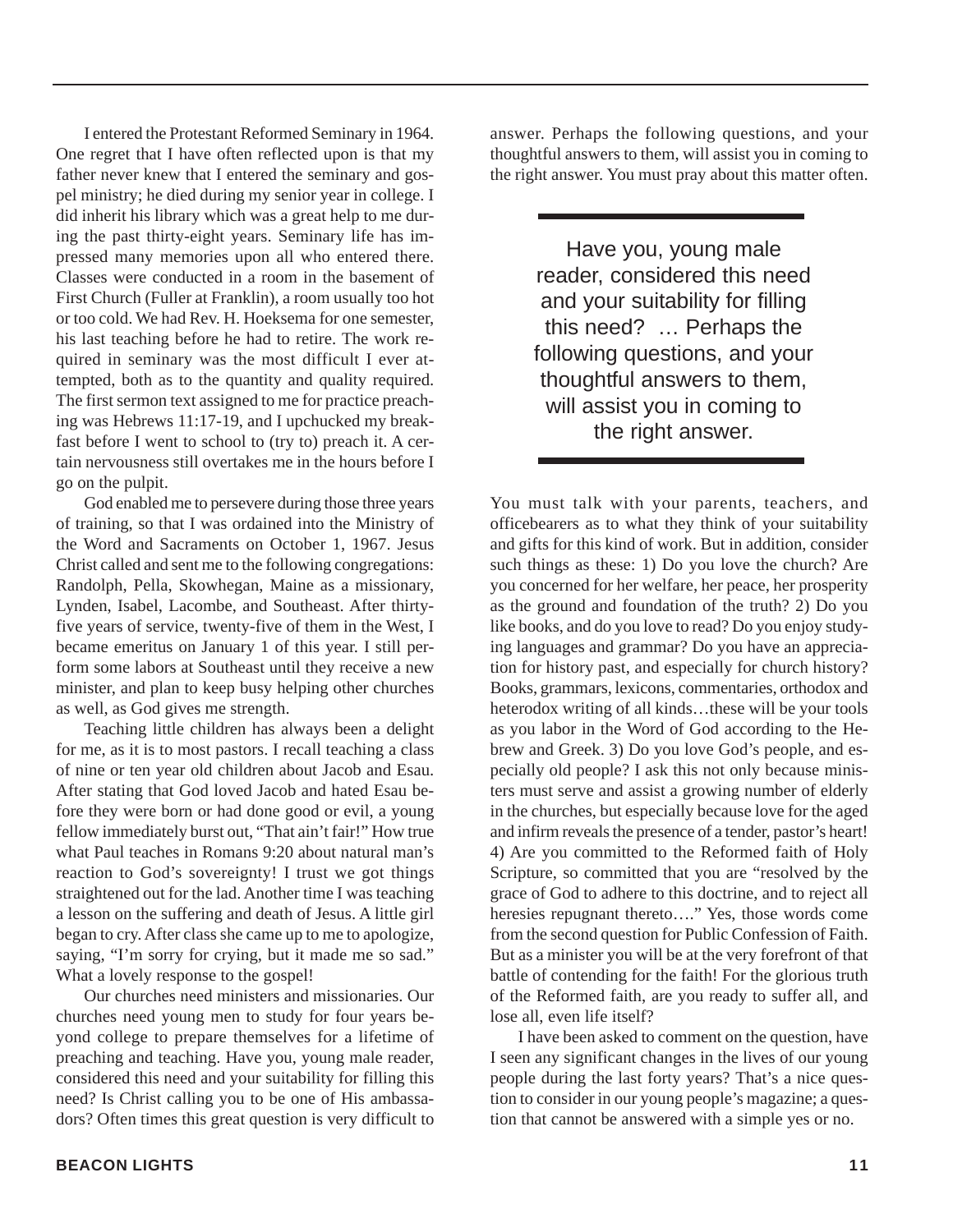I entered the Protestant Reformed Seminary in 1964. One regret that I have often reflected upon is that my father never knew that I entered the seminary and gospel ministry; he died during my senior year in college. I did inherit his library which was a great help to me during the past thirty-eight years. Seminary life has impressed many memories upon all who entered there. Classes were conducted in a room in the basement of First Church (Fuller at Franklin), a room usually too hot or too cold. We had Rev. H. Hoeksema for one semester, his last teaching before he had to retire. The work required in seminary was the most difficult I ever attempted, both as to the quantity and quality required. The first sermon text assigned to me for practice preaching was Hebrews 11:17-19, and I upchucked my breakfast before I went to school to (try to) preach it. A certain nervousness still overtakes me in the hours before I go on the pulpit.

God enabled me to persevere during those three years of training, so that I was ordained into the Ministry of the Word and Sacraments on October 1, 1967. Jesus Christ called and sent me to the following congregations: Randolph, Pella, Skowhegan, Maine as a missionary, Lynden, Isabel, Lacombe, and Southeast. After thirty-five years of service, twenty-five of them in the West, I became emeritus on January 1 of this year. I still perform some labors at Southeast until they receive a new minister, and plan to keep busy helping other churches as well, as God gives me strength.

Teaching little children has always been a delight for me, as it is to most pastors. I recall teaching a class of nine or ten year old children about Jacob and Esau. After stating that God loved Jacob and hated Esau before they were born or had done good or evil, a young fellow immediately burst out, "That ain't fair!" How true what Paul teaches in Romans 9:20 about natural man's reaction to God's sovereignty! I trust we got things straightened out for the lad. Another time I was teaching a lesson on the suffering and death of Jesus. A little girl began to cry. After class she came up to me to apologize, saying, "I'm sorry for crying, but it made me so sad." What a lovely response to the gospel!

Our churches need ministers and missionaries. Our churches need young men to study for four years beyond college to prepare themselves for a lifetime of preaching and teaching. Have you, young male reader, considered this need and your suitability for filling this need? Is Christ calling you to be one of His ambassadors? Often times this great question is very difficult to answer. Perhaps the following questions, and your thoughtful answers to them, will assist you in coming to the right answer. You must pray about this matter often.

> Have you, young male reader, considered this need and your suitability for filling this need? … Perhaps the following questions, and your thoughtful answers to them, will assist you in coming to the right answer.

You must talk with your parents, teachers, and officebearers as to what they think of your suitability and gifts for this kind of work. But in addition, consider such things as these: 1) Do you love the church? Are you concerned for her welfare, her peace, her prosperity as the ground and foundation of the truth? 2) Do you like books, and do you love to read? Do you enjoy studying languages and grammar? Do you have an appreciation for history past, and especially for church history? Books, grammars, lexicons, commentaries, orthodox and heterodox writing of all kinds…these will be your tools as you labor in the Word of God according to the Hebrew and Greek. 3) Do you love God's people, and especially old people? I ask this not only because ministers must serve and assist a growing number of elderly in the churches, but especially because love for the aged and infirm reveals the presence of a tender, pastor's heart! 4) Are you committed to the Reformed faith of Holy Scripture, so committed that you are "resolved by the grace of God to adhere to this doctrine, and to reject all heresies repugnant thereto…." Yes, those words come from the second question for Public Confession of Faith. But as a minister you will be at the very forefront of that battle of contending for the faith! For the glorious truth of the Reformed faith, are you ready to suffer all, and lose all, even life itself?

I have been asked to comment on the question, have I seen any significant changes in the lives of our young people during the last forty years? That's a nice question to consider in our young people's magazine; a question that cannot be answered with a simple yes or no.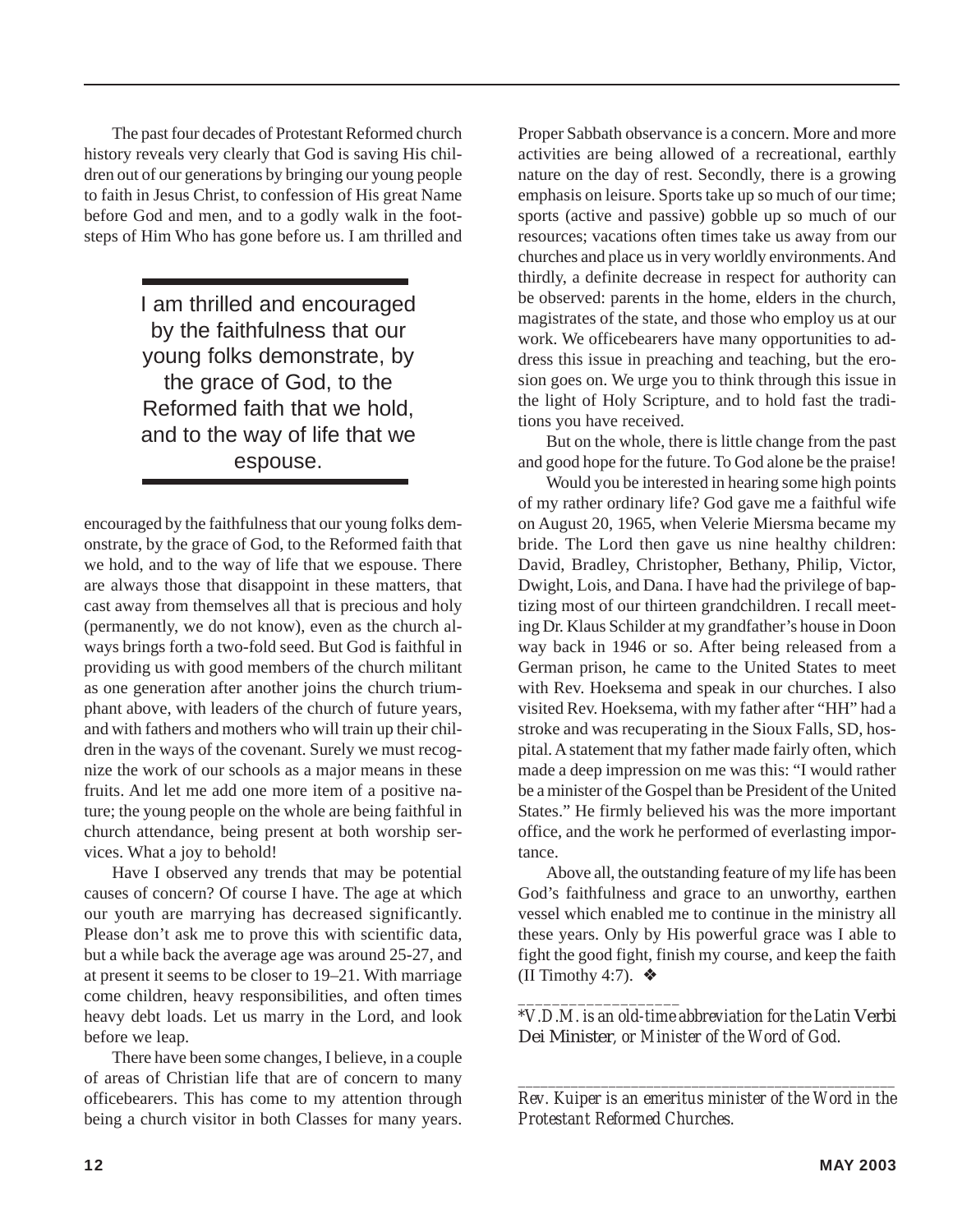The past four decades of Protestant Reformed church history reveals very clearly that God is saving His children out of our generations by bringing our young people to faith in Jesus Christ, to confession of His great Name before God and men, and to a godly walk in the footsteps of Him Who has gone before us. I am thrilled and encouraged by the faithfulness that our young folks demonstrate, by the grace of God, to the Reformed faith that we hold, and to the way of life that we espouse. There are always those that disappoint in these matters, that cast away from themselves all that is precious and holy (permanently, we do not know), even as the church always brings forth a two-fold seed. But God is faithful in providing us with good members of the church militant as one generation after another joins the church triumphant above, with leaders of the church of future years, and with fathers and mothers who will train up their children in the ways of the covenant. Surely we must recognize the work of our schools as a major means in these fruits. And let me add one more item of a positive nature; the young people on the whole are being faithful in church attendance, being present at both worship services. What a joy to behold!

> I am thrilled and encouraged by the faithfulness that our young folks demonstrate, by the grace of God, to the Reformed faith that we hold, and to the way of life that we espouse.

Have I observed any trends that may be potential causes of concern? Of course I have. The age at which our youth are marrying has decreased significantly. Please don't ask me to prove this with scientific data, but a while back the average age was around 25-27, and at present it seems to be closer to 19–21. With marriage come children, heavy responsibilities, and often times heavy debt loads. Let us marry in the Lord, and look before we leap.

There have been some changes, I believe, in a couple of areas of Christian life that are of concern to many officebearers. This has come to my attention through being a church visitor in both Classes for many years. Proper Sabbath observance is a concern. More and more activities are being allowed of a recreational, earthly nature on the day of rest. Secondly, there is a growing emphasis on leisure. Sports take up so much of our time; sports (active and passive) gobble up so much of our resources; vacations often times take us away from our churches and place us in very worldly environments. And thirdly, a definite decrease in respect for authority can be observed: parents in the home, elders in the church, magistrates of the state, and those who employ us at our work. We officebearers have many opportunities to address this issue in preaching and teaching, but the erosion goes on. We urge you to think through this issue in the light of Holy Scripture, and to hold fast the traditions you have received.

But on the whole, there is little change from the past and good hope for the future. To God alone be the praise!

Would you be interested in hearing some high points of my rather ordinary life? God gave me a faithful wife on August 20, 1965, when Velerie Miersma became my bride. The Lord then gave us nine healthy children: David, Bradley, Christopher, Bethany, Philip, Victor, Dwight, Lois, and Dana. I have had the privilege of baptizing most of our thirteen grandchildren. I recall meeting Dr. Klaus Schilder at my grandfather's house in Doon way back in 1946 or so. After being released from a German prison, he came to the United States to meet with Rev. Hoeksema and speak in our churches. I also visited Rev. Hoeksema, with my father after "HH" had a stroke and was recuperating in the Sioux Falls, SD, hospital. A statement that my father made fairly often, which made a deep impression on me was this: "I would rather be a minister of the Gospel than be President of the United States." He firmly believed his was the more important office, and the work he performed of everlasting importance.

Above all, the outstanding feature of my life has been God's faithfulness and grace to an unworthy, earthen vessel which enabled me to continue in the ministry all these years. Only by His powerful grace was I able to fight the good fight, finish my course, and keep the faith (II Timothy 4:7). ❖

---

*\*V.D.M. is an old-time abbreviation for the Latin* Verbi Dei Minister*, or Minister of the Word of God.*

---

*Rev. Kuiper is an emeritus minister of the Word in the Protestant Reformed Churches.*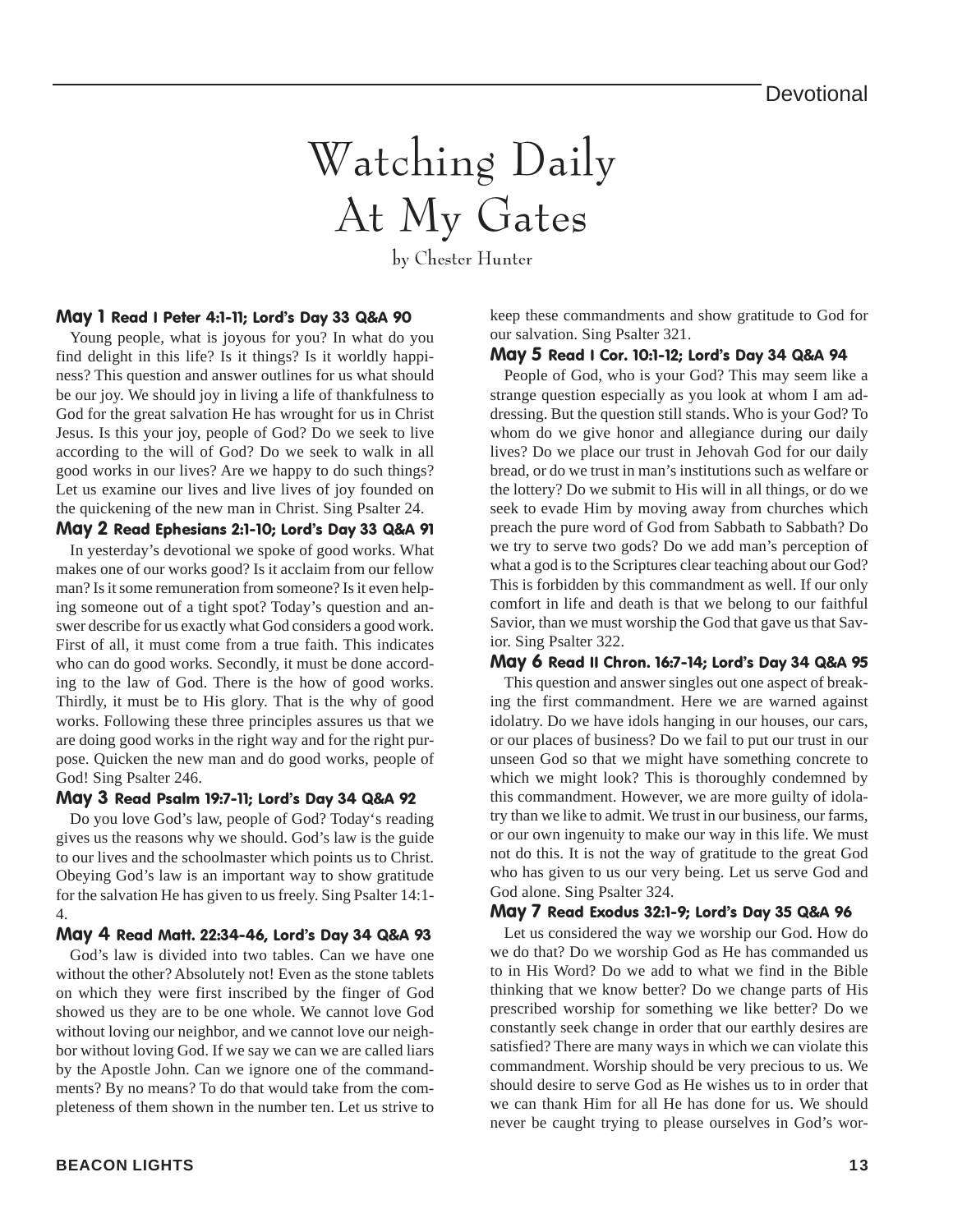# Watching Daily At My Gates

by Chester Hunter

### May 1 Read I Peter 4:1-11; Lord's Day 33 Q&A 90

Young people, what is joyous for you? In what do you find delight in this life? Is it things? Is it worldly happiness? This question and answer outlines for us what should be our joy. We should joy in living a life of thankfulness to God for the great salvation He has wrought for us in Christ Jesus. Is this your joy, people of God? Do we seek to live according to the will of God? Do we seek to walk in all good works in our lives? Are we happy to do such things? Let us examine our lives and live lives of joy founded on the quickening of the new man in Christ. Sing Psalter 24.

### May 2 Read Ephesians 2:1-10; Lord's Day 33 Q&A 91

In yesterday's devotional we spoke of good works. What makes one of our works good? Is it acclaim from our fellow man? Is it some remuneration from someone? Is it even helping someone out of a tight spot? Today's question and answer describe for us exactly what God considers a good work. First of all, it must come from a true faith. This indicates who can do good works. Secondly, it must be done according to the law of God. There is the how of good works. Thirdly, it must be to His glory. That is the why of good works. Following these three principles assures us that we are doing good works in the right way and for the right purpose. Quicken the new man and do good works, people of God! Sing Psalter 246.

### May 3 Read Psalm 19:7-11; Lord's Day 34 Q&A 92

Do you love God's law, people of God? Today's reading gives us the reasons why we should. God's law is the guide to our lives and the schoolmaster which points us to Christ. Obeying God's law is an important way to show gratitude for the salvation He has given to us freely. Sing Psalter 14:1-4.

### May 4 Read Matt. 22:34-46, Lord's Day 34 Q&A 93

God's law is divided into two tables. Can we have one without the other? Absolutely not! Even as the stone tablets on which they were first inscribed by the finger of God showed us they are to be one whole. We cannot love God without loving our neighbor, and we cannot love our neighbor without loving God. If we say we can we are called liars by the Apostle John. Can we ignore one of the commandments? By no means? To do that would take from the completeness of them shown in the number ten. Let us strive to keep these commandments and show gratitude to God for our salvation. Sing Psalter 321.

### May 5 Read I Cor. 10:1-12; Lord's Day 34 Q&A 94

People of God, who is your God? This may seem like a strange question especially as you look at whom I am addressing. But the question still stands. Who is your God? To whom do we give honor and allegiance during our daily lives? Do we place our trust in Jehovah God for our daily bread, or do we trust in man's institutions such as welfare or the lottery? Do we submit to His will in all things, or do we seek to evade Him by moving away from churches which preach the pure word of God from Sabbath to Sabbath? Do we try to serve two gods? Do we add man's perception of what a god is to the Scriptures clear teaching about our God? This is forbidden by this commandment as well. If our only comfort in life and death is that we belong to our faithful Savior, than we must worship the God that gave us that Savior. Sing Psalter 322.

### May 6 Read II Chron. 16:7-14; Lord's Day 34 Q&A 95

This question and answer singles out one aspect of breaking the first commandment. Here we are warned against idolatry. Do we have idols hanging in our houses, our cars, or our places of business? Do we fail to put our trust in our unseen God so that we might have something concrete to which we might look? This is thoroughly condemned by this commandment. However, we are more guilty of idolatry than we like to admit. We trust in our business, our farms, or our own ingenuity to make our way in this life. We must not do this. It is not the way of gratitude to the great God who has given to us our very being. Let us serve God and God alone. Sing Psalter 324.

### May 7 Read Exodus 32:1-9; Lord's Day 35 Q&A 96

Let us considered the way we worship our God. How do we do that? Do we worship God as He has commanded us to in His Word? Do we add to what we find in the Bible thinking that we know better? Do we change parts of His prescribed worship for something we like better? Do we constantly seek change in order that our earthly desires are satisfied? There are many ways in which we can violate this commandment. Worship should be very precious to us. We should desire to serve God as He wishes us to in order that we can thank Him for all He has done for us. We should never be caught trying to please ourselves in God's wor-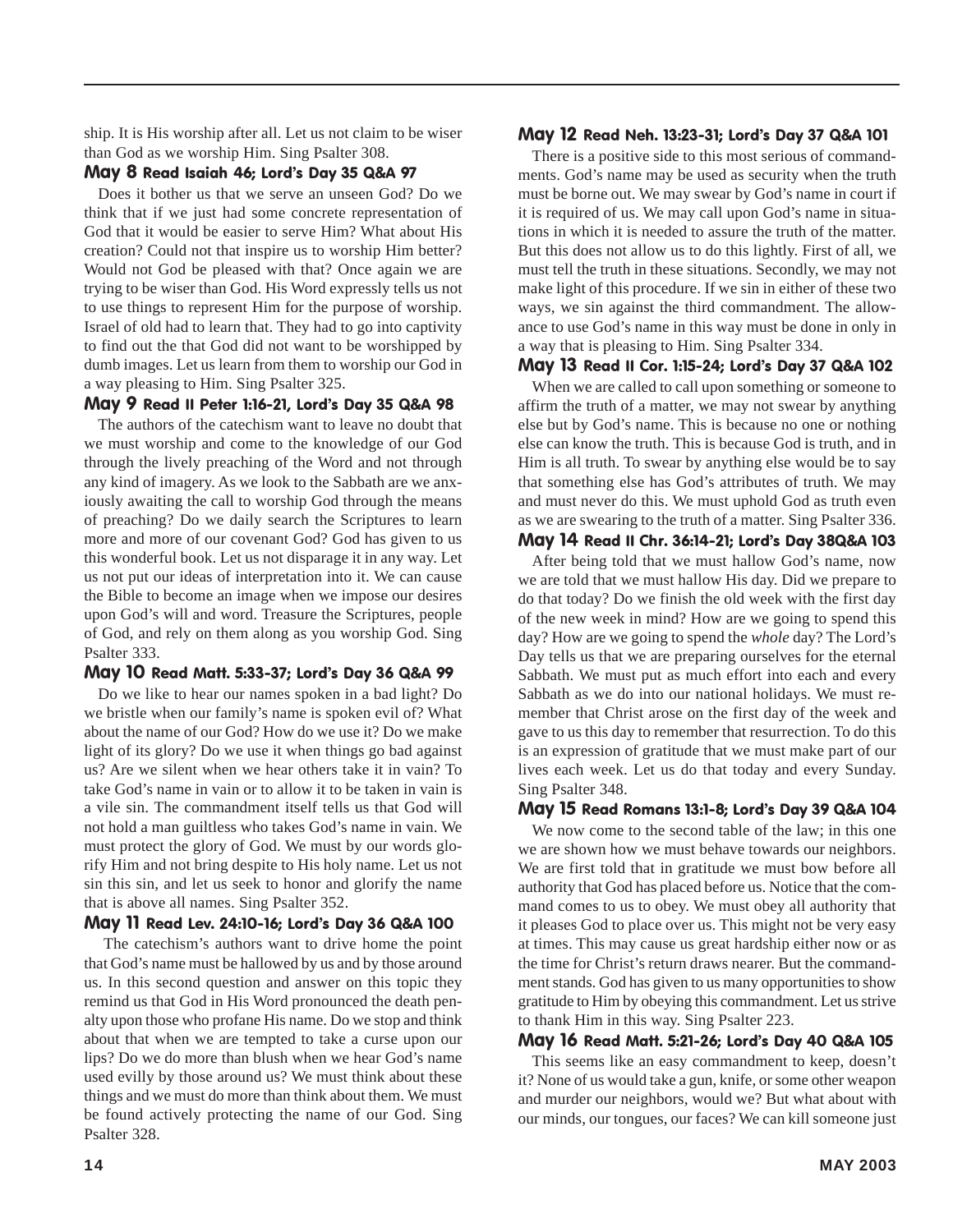ship. It is His worship after all. Let us not claim to be wiser than God as we worship Him. Sing Psalter 308.

### May 8 Read Isaiah 46; Lord's Day 35 Q&A 97

Does it bother us that we serve an unseen God? Do we think that if we just had some concrete representation of God that it would be easier to serve Him? What about His creation? Could not that inspire us to worship Him better? Would not God be pleased with that? Once again we are trying to be wiser than God. His Word expressly tells us not to use things to represent Him for the purpose of worship. Israel of old had to learn that. They had to go into captivity to find out the that God did not want to be worshipped by dumb images. Let us learn from them to worship our God in a way pleasing to Him. Sing Psalter 325.

### May 9 Read II Peter 1:16-21, Lord's Day 35 Q&A 98

The authors of the catechism want to leave no doubt that we must worship and come to the knowledge of our God through the lively preaching of the Word and not through any kind of imagery. As we look to the Sabbath are we anxiously awaiting the call to worship God through the means of preaching? Do we daily search the Scriptures to learn more and more of our covenant God? God has given to us this wonderful book. Let us not disparage it in any way. Let us not put our ideas of interpretation into it. We can cause the Bible to become an image when we impose our desires upon God's will and word. Treasure the Scriptures, people of God, and rely on them along as you worship God. Sing Psalter 333.

### May 10 Read Matt. 5:33-37; Lord's Day 36 Q&A 99

Do we like to hear our names spoken in a bad light? Do we bristle when our family's name is spoken evil of? What about the name of our God? How do we use it? Do we make light of its glory? Do we use it when things go bad against us? Are we silent when we hear others take it in vain? To take God's name in vain or to allow it to be taken in vain is a vile sin. The commandment itself tells us that God will not hold a man guiltless who takes God's name in vain. We must protect the glory of God. We must by our words glorify Him and not bring despite to His holy name. Let us not sin this sin, and let us seek to honor and glorify the name that is above all names. Sing Psalter 352.

### May 11 Read Lev. 24:10-16; Lord's Day 36 Q&A 100

The catechism's authors want to drive home the point that God's name must be hallowed by us and by those around us. In this second question and answer on this topic they remind us that God in His Word pronounced the death penalty upon those who profane His name. Do we stop and think about that when we are tempted to take a curse upon our lips? Do we do more than blush when we hear God's name used evilly by those around us? We must think about these things and we must do more than think about them. We must be found actively protecting the name of our God. Sing Psalter 328.

### May 12 Read Neh. 13:23-31; Lord's Day 37 Q&A 101

There is a positive side to this most serious of commandments. God's name may be used as security when the truth must be borne out. We may swear by God's name in court if it is required of us. We may call upon God's name in situations in which it is needed to assure the truth of the matter. But this does not allow us to do this lightly. First of all, we must tell the truth in these situations. Secondly, we may not make light of this procedure. If we sin in either of these two ways, we sin against the third commandment. The allowance to use God's name in this way must be done in only in a way that is pleasing to Him. Sing Psalter 334.

### May 13 Read II Cor. 1:15-24; Lord's Day 37 Q&A 102

When we are called to call upon something or someone to affirm the truth of a matter, we may not swear by anything else but by God's name. This is because no one or nothing else can know the truth. This is because God is truth, and in Him is all truth. To swear by anything else would be to say that something else has God's attributes of truth. We may and must never do this. We must uphold God as truth even as we are swearing to the truth of a matter. Sing Psalter 336.

### May 14 Read II Chr. 36:14-21; Lord's Day 38Q&A 103

After being told that we must hallow God's name, now we are told that we must hallow His day. Did we prepare to do that today? Do we finish the old week with the first day of the new week in mind? How are we going to spend this day? How are we going to spend the *whole* day? The Lord's Day tells us that we are preparing ourselves for the eternal Sabbath. We must put as much effort into each and every Sabbath as we do into our national holidays. We must remember that Christ arose on the first day of the week and gave to us this day to remember that resurrection. To do this is an expression of gratitude that we must make part of our lives each week. Let us do that today and every Sunday. Sing Psalter 348.

### May 15 Read Romans 13:1-8; Lord's Day 39 Q&A 104

We now come to the second table of the law; in this one we are shown how we must behave towards our neighbors. We are first told that in gratitude we must bow before all authority that God has placed before us. Notice that the command comes to us to obey. We must obey all authority that it pleases God to place over us. This might not be very easy at times. This may cause us great hardship either now or as the time for Christ's return draws nearer. But the commandment stands. God has given to us many opportunities to show gratitude to Him by obeying this commandment. Let us strive to thank Him in this way. Sing Psalter 223.

### May 16 Read Matt. 5:21-26; Lord's Day 40 Q&A 105

This seems like an easy commandment to keep, doesn't it? None of us would take a gun, knife, or some other weapon and murder our neighbors, would we? But what about with our minds, our tongues, our faces? We can kill someone just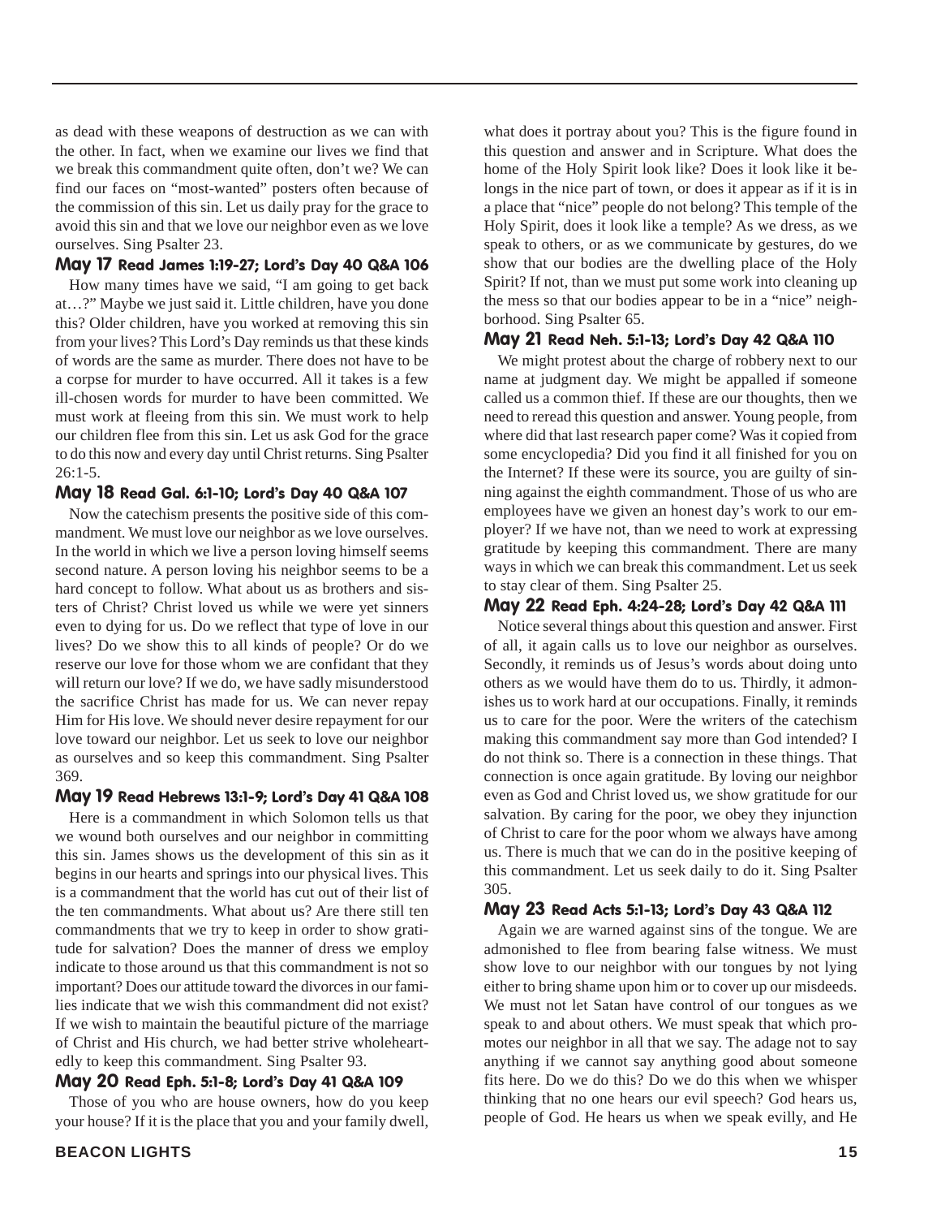as dead with these weapons of destruction as we can with the other. In fact, when we examine our lives we find that we break this commandment quite often, don't we? We can find our faces on "most-wanted" posters often because of the commission of this sin. Let us daily pray for the grace to avoid this sin and that we love our neighbor even as we love ourselves. Sing Psalter 23.

### May 17 Read James 1:19-27; Lord's Day 40 Q&A 106

How many times have we said, "I am going to get back at…?" Maybe we just said it. Little children, have you done this? Older children, have you worked at removing this sin from your lives? This Lord's Day reminds us that these kinds of words are the same as murder. There does not have to be a corpse for murder to have occurred. All it takes is a few ill-chosen words for murder to have been committed. We must work at fleeing from this sin. We must work to help our children flee from this sin. Let us ask God for the grace to do this now and every day until Christ returns. Sing Psalter 26:1-5.

### May 18 Read Gal. 6:1-10; Lord's Day 40 Q&A 107

Now the catechism presents the positive side of this commandment. We must love our neighbor as we love ourselves. In the world in which we live a person loving himself seems second nature. A person loving his neighbor seems to be a hard concept to follow. What about us as brothers and sisters of Christ? Christ loved us while we were yet sinners even to dying for us. Do we reflect that type of love in our lives? Do we show this to all kinds of people? Or do we reserve our love for those whom we are confidant that they will return our love? If we do, we have sadly misunderstood the sacrifice Christ has made for us. We can never repay Him for His love. We should never desire repayment for our love toward our neighbor. Let us seek to love our neighbor as ourselves and so keep this commandment. Sing Psalter 369.

### May 19 Read Hebrews 13:1-9; Lord's Day 41 Q&A 108

Here is a commandment in which Solomon tells us that we wound both ourselves and our neighbor in committing this sin. James shows us the development of this sin as it begins in our hearts and springs into our physical lives. This is a commandment that the world has cut out of their list of the ten commandments. What about us? Are there still ten commandments that we try to keep in order to show gratitude for salvation? Does the manner of dress we employ indicate to those around us that this commandment is not so important? Does our attitude toward the divorces in our families indicate that we wish this commandment did not exist? If we wish to maintain the beautiful picture of the marriage of Christ and His church, we had better strive wholeheartedly to keep this commandment. Sing Psalter 93.

### May 20 Read Eph. 5:1-8; Lord's Day 41 Q&A 109

Those of you who are house owners, how do you keep your house? If it is the place that you and your family dwell, what does it portray about you? This is the figure found in this question and answer and in Scripture. What does the home of the Holy Spirit look like? Does it look like it belongs in the nice part of town, or does it appear as if it is in a place that "nice" people do not belong? This temple of the Holy Spirit, does it look like a temple? As we dress, as we speak to others, or as we communicate by gestures, do we show that our bodies are the dwelling place of the Holy Spirit? If not, than we must put some work into cleaning up the mess so that our bodies appear to be in a "nice" neighborhood. Sing Psalter 65.

### May 21 Read Neh. 5:1-13; Lord's Day 42 Q&A 110

We might protest about the charge of robbery next to our name at judgment day. We might be appalled if someone called us a common thief. If these are our thoughts, then we need to reread this question and answer. Young people, from where did that last research paper come? Was it copied from some encyclopedia? Did you find it all finished for you on the Internet? If these were its source, you are guilty of sinning against the eighth commandment. Those of us who are employees have we given an honest day's work to our employer? If we have not, than we need to work at expressing gratitude by keeping this commandment. There are many ways in which we can break this commandment. Let us seek to stay clear of them. Sing Psalter 25.

### May 22 Read Eph. 4:24-28; Lord's Day 42 Q&A 111

Notice several things about this question and answer. First of all, it again calls us to love our neighbor as ourselves. Secondly, it reminds us of Jesus's words about doing unto others as we would have them do to us. Thirdly, it admonishes us to work hard at our occupations. Finally, it reminds us to care for the poor. Were the writers of the catechism making this commandment say more than God intended? I do not think so. There is a connection in these things. That connection is once again gratitude. By loving our neighbor even as God and Christ loved us, we show gratitude for our salvation. By caring for the poor, we obey they injunction of Christ to care for the poor whom we always have among us. There is much that we can do in the positive keeping of this commandment. Let us seek daily to do it. Sing Psalter 305.

### May 23 Read Acts 5:1-13; Lord's Day 43 Q&A 112

Again we are warned against sins of the tongue. We are admonished to flee from bearing false witness. We must show love to our neighbor with our tongues by not lying either to bring shame upon him or to cover up our misdeeds. We must not let Satan have control of our tongues as we speak to and about others. We must speak that which promotes our neighbor in all that we say. The adage not to say anything if we cannot say anything good about someone fits here. Do we do this? Do we do this when we whisper thinking that no one hears our evil speech? God hears us, people of God. He hears us when we speak evilly, and He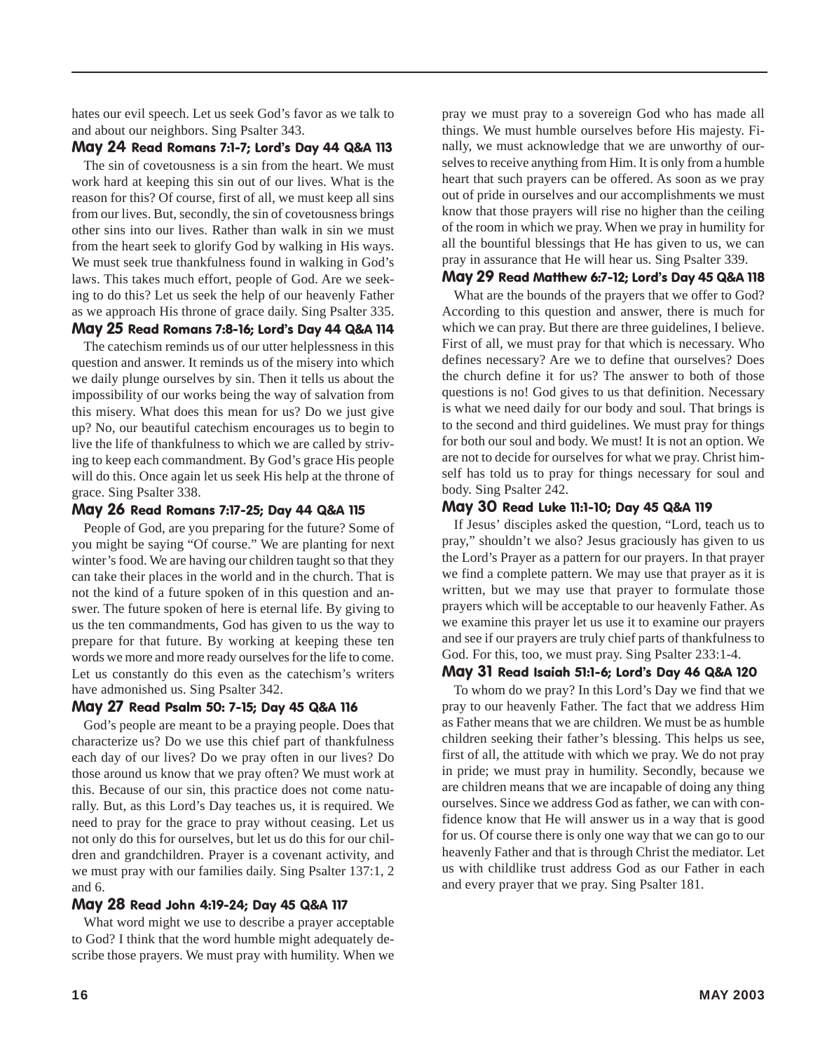hates our evil speech. Let us seek God's favor as we talk to and about our neighbors. Sing Psalter 343.

### May 24 Read Romans 7:1-7; Lord's Day 44 Q&A 113

The sin of covetousness is a sin from the heart. We must work hard at keeping this sin out of our lives. What is the reason for this? Of course, first of all, we must keep all sins from our lives. But, secondly, the sin of covetousness brings other sins into our lives. Rather than walk in sin we must from the heart seek to glorify God by walking in His ways. We must seek true thankfulness found in walking in God's laws. This takes much effort, people of God. Are we seeking to do this? Let us seek the help of our heavenly Father as we approach His throne of grace daily. Sing Psalter 335.

### May 25 Read Romans 7:8-16; Lord's Day 44 Q&A 114

The catechism reminds us of our utter helplessness in this question and answer. It reminds us of the misery into which we daily plunge ourselves by sin. Then it tells us about the impossibility of our works being the way of salvation from this misery. What does this mean for us? Do we just give up? No, our beautiful catechism encourages us to begin to live the life of thankfulness to which we are called by striving to keep each commandment. By God's grace His people will do this. Once again let us seek His help at the throne of grace. Sing Psalter 338.

### May 26 Read Romans 7:17-25; Day 44 Q&A 115

People of God, are you preparing for the future? Some of you might be saying "Of course." We are planting for next winter's food. We are having our children taught so that they can take their places in the world and in the church. That is not the kind of a future spoken of in this question and answer. The future spoken of here is eternal life. By giving to us the ten commandments, God has given to us the way to prepare for that future. By working at keeping these ten words we more and more ready ourselves for the life to come. Let us constantly do this even as the catechism's writers have admonished us. Sing Psalter 342.

### May 27 Read Psalm 50: 7-15; Day 45 Q&A 116

God's people are meant to be a praying people. Does that characterize us? Do we use this chief part of thankfulness each day of our lives? Do we pray often in our lives? Do those around us know that we pray often? We must work at this. Because of our sin, this practice does not come naturally. But, as this Lord's Day teaches us, it is required. We need to pray for the grace to pray without ceasing. Let us not only do this for ourselves, but let us do this for our children and grandchildren. Prayer is a covenant activity, and we must pray with our families daily. Sing Psalter 137:1, 2 and 6.

### May 28 Read John 4:19-24; Day 45 Q&A 117

What word might we use to describe a prayer acceptable to God? I think that the word humble might adequately describe those prayers. We must pray with humility. When we pray we must pray to a sovereign God who has made all things. We must humble ourselves before His majesty. Finally, we must acknowledge that we are unworthy of ourselves to receive anything from Him. It is only from a humble heart that such prayers can be offered. As soon as we pray out of pride in ourselves and our accomplishments we must know that those prayers will rise no higher than the ceiling of the room in which we pray. When we pray in humility for all the bountiful blessings that He has given to us, we can pray in assurance that He will hear us. Sing Psalter 339.

### May 29 Read Matthew 6:7-12; Lord's Day 45 Q&A 118

What are the bounds of the prayers that we offer to God? According to this question and answer, there is much for which we can pray. But there are three guidelines, I believe. First of all, we must pray for that which is necessary. Who defines necessary? Are we to define that ourselves? Does the church define it for us? The answer to both of those questions is no! God gives to us that definition. Necessary is what we need daily for our body and soul. That brings is to the second and third guidelines. We must pray for things for both our soul and body. We must! It is not an option. We are not to decide for ourselves for what we pray. Christ himself has told us to pray for things necessary for soul and body. Sing Psalter 242.

### May 30 Read Luke 11:1-10; Day 45 Q&A 119

If Jesus' disciples asked the question, "Lord, teach us to pray," shouldn't we also? Jesus graciously has given to us the Lord's Prayer as a pattern for our prayers. In that prayer we find a complete pattern. We may use that prayer as it is written, but we may use that prayer to formulate those prayers which will be acceptable to our heavenly Father. As we examine this prayer let us use it to examine our prayers and see if our prayers are truly chief parts of thankfulness to God. For this, too, we must pray. Sing Psalter 233:1-4.

### May 31 Read Isaiah 51:1-6; Lord's Day 46 Q&A 120

To whom do we pray? In this Lord's Day we find that we pray to our heavenly Father. The fact that we address Him as Father means that we are children. We must be as humble children seeking their father's blessing. This helps us see, first of all, the attitude with which we pray. We do not pray in pride; we must pray in humility. Secondly, because we are children means that we are incapable of doing any thing ourselves. Since we address God as father, we can with confidence know that He will answer us in a way that is good for us. Of course there is only one way that we can go to our heavenly Father and that is through Christ the mediator. Let us with childlike trust address God as our Father in each and every prayer that we pray. Sing Psalter 181.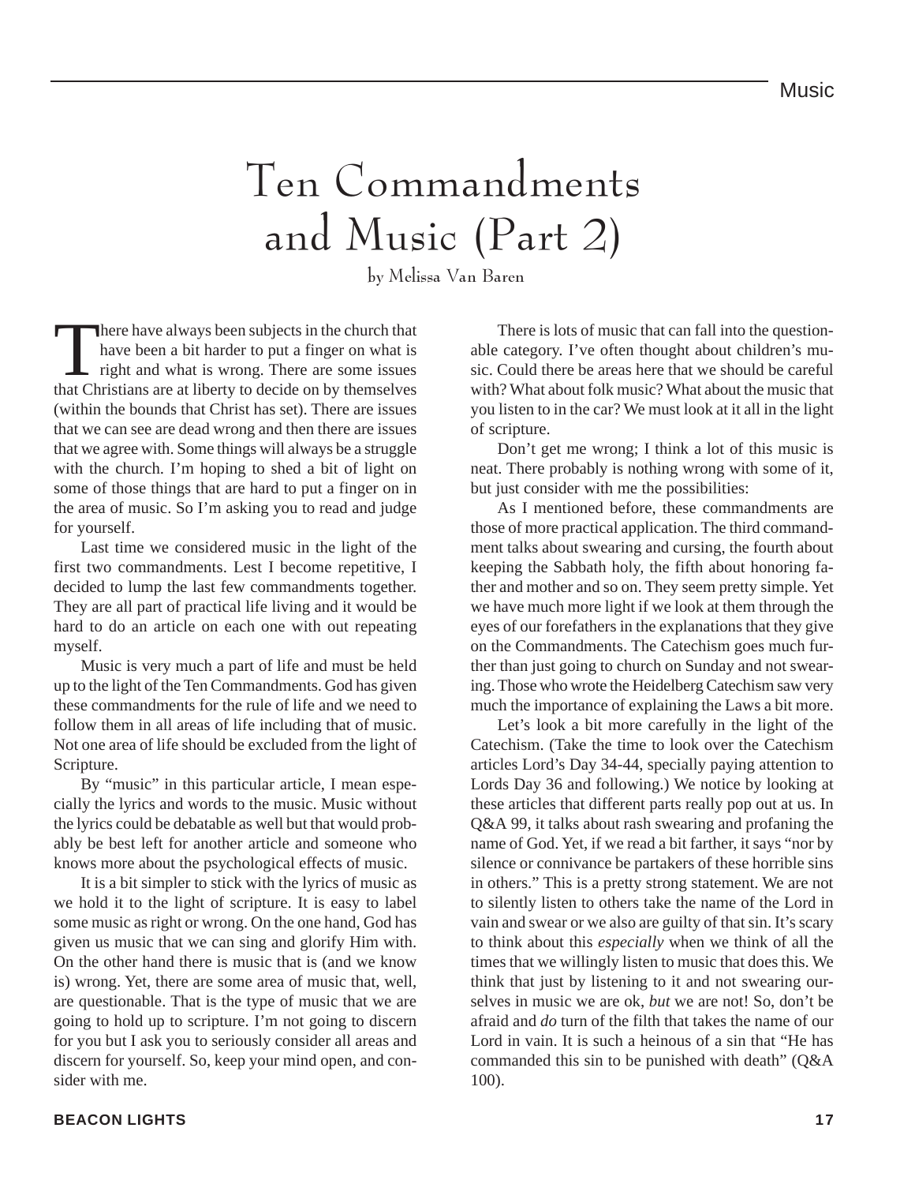# Ten Commandments and Music (Part 2)

by Melissa Van Baren

There have always been subjects in the church that have been a bit harder to put a finger on what is right and what is wrong. There are some issues that Christians are at liberty to decide on by themselves (within the bounds that Christ has set). There are issues that we can see are dead wrong and then there are issues that we agree with. Some things will always be a struggle with the church. I'm hoping to shed a bit of light on some of those things that are hard to put a finger on in the area of music. So I'm asking you to read and judge for yourself.

Last time we considered music in the light of the first two commandments. Lest I become repetitive, I decided to lump the last few commandments together. They are all part of practical life living and it would be hard to do an article on each one with out repeating myself.

Music is very much a part of life and must be held up to the light of the Ten Commandments. God has given these commandments for the rule of life and we need to follow them in all areas of life including that of music. Not one area of life should be excluded from the light of Scripture.

By "music" in this particular article, I mean especially the lyrics and words to the music. Music without the lyrics could be debatable as well but that would probably be best left for another article and someone who knows more about the psychological effects of music.

It is a bit simpler to stick with the lyrics of music as we hold it to the light of scripture. It is easy to label some music as right or wrong. On the one hand, God has given us music that we can sing and glorify Him with. On the other hand there is music that is (and we know is) wrong. Yet, there are some area of music that, well, are questionable. That is the type of music that we are going to hold up to scripture. I'm not going to discern for you but I ask you to seriously consider all areas and discern for yourself. So, keep your mind open, and consider with me.

There is lots of music that can fall into the questionable category. I've often thought about children's music. Could there be areas here that we should be careful with? What about folk music? What about the music that you listen to in the car? We must look at it all in the light of scripture.

Don't get me wrong; I think a lot of this music is neat. There probably is nothing wrong with some of it, but just consider with me the possibilities:

As I mentioned before, these commandments are those of more practical application. The third commandment talks about swearing and cursing, the fourth about keeping the Sabbath holy, the fifth about honoring father and mother and so on. They seem pretty simple. Yet we have much more light if we look at them through the eyes of our forefathers in the explanations that they give on the Commandments. The Catechism goes much further than just going to church on Sunday and not swearing. Those who wrote the Heidelberg Catechism saw very much the importance of explaining the Laws a bit more.

Let's look a bit more carefully in the light of the Catechism. (Take the time to look over the Catechism articles Lord's Day 34-44, specially paying attention to Lords Day 36 and following.) We notice by looking at these articles that different parts really pop out at us. In Q&A 99, it talks about rash swearing and profaning the name of God. Yet, if we read a bit farther, it says "nor by silence or connivance be partakers of these horrible sins in others." This is a pretty strong statement. We are not to silently listen to others take the name of the Lord in vain and swear or we also are guilty of that sin. It's scary to think about this *especially* when we think of all the times that we willingly listen to music that does this. We think that just by listening to it and not swearing ourselves in music we are ok, *but* we are not! So, don't be afraid and *do* turn of the filth that takes the name of our Lord in vain. It is such a heinous of a sin that "He has commanded this sin to be punished with death" (Q&A 100).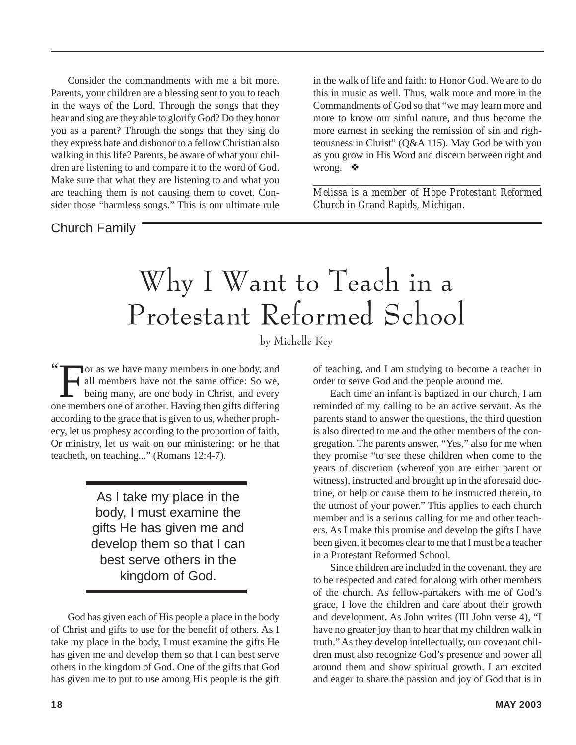Consider the commandments with me a bit more. Parents, your children are a blessing sent to you to teach in the ways of the Lord. Through the songs that they hear and sing are they able to glorify God? Do they honor you as a parent? Through the songs that they sing do they express hate and dishonor to a fellow Christian also walking in this life? Parents, be aware of what your children are listening to and compare it to the word of God. Make sure that what they are listening to and what you are teaching them is not causing them to covet. Consider those "harmless songs." This is our ultimate rule in the walk of life and faith: to Honor God. We are to do this in music as well. Thus, walk more and more in the Commandments of God so that "we may learn more and more to know our sinful nature, and thus become the more earnest in seeking the remission of sin and righteousness in Christ" (Q&A 115). May God be with you as you grow in His Word and discern between right and wrong. ❖

---

*Melissa is a member of Hope Protestant Reformed Church in Grand Rapids, Michigan.*

Church Family

# Why I Want to Teach in a Protestant Reformed School

by Michelle Key

"For as we have many members in one body, and all members have not the same office: So we, being many, are one body in Christ, and every one members one of another. Having then gifts differing according to the grace that is given to us, whether prophecy, let us prophesy according to the proportion of faith, Or ministry, let us wait on our ministering: or he that teacheth, on teaching..." (Romans 12:4-7).

> As I take my place in the body, I must examine the gifts He has given me and develop them so that I can best serve others in the kingdom of God.

God has given each of His people a place in the body of Christ and gifts to use for the benefit of others. As I take my place in the body, I must examine the gifts He has given me and develop them so that I can best serve others in the kingdom of God. One of the gifts that God has given me to put to use among His people is the gift of teaching, and I am studying to become a teacher in order to serve God and the people around me.

Each time an infant is baptized in our church, I am reminded of my calling to be an active servant. As the parents stand to answer the questions, the third question is also directed to me and the other members of the congregation. The parents answer, "Yes," also for me when they promise "to see these children when come to the years of discretion (whereof you are either parent or witness), instructed and brought up in the aforesaid doctrine, or help or cause them to be instructed therein, to the utmost of your power." This applies to each church member and is a serious calling for me and other teachers. As I make this promise and develop the gifts I have been given, it becomes clear to me that I must be a teacher in a Protestant Reformed School.

Since children are included in the covenant, they are to be respected and cared for along with other members of the church. As fellow-partakers with me of God's grace, I love the children and care about their growth and development. As John writes (III John verse 4), "I have no greater joy than to hear that my children walk in truth." As they develop intellectually, our covenant children must also recognize God's presence and power all around them and show spiritual growth. I am excited and eager to share the passion and joy of God that is in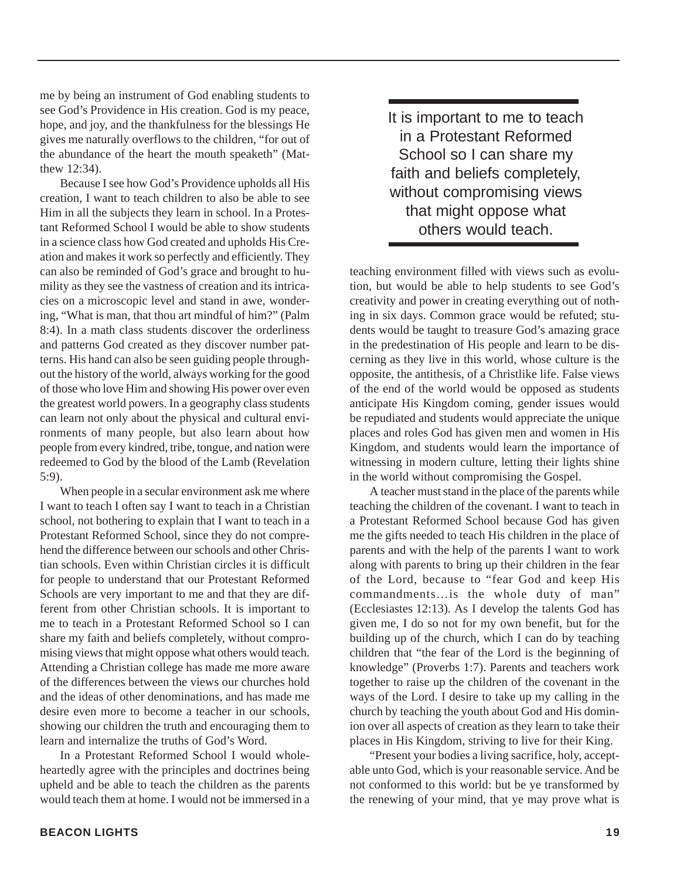me by being an instrument of God enabling students to see God's Providence in His creation. God is my peace, hope, and joy, and the thankfulness for the blessings He gives me naturally overflows to the children, "for out of the abundance of the heart the mouth speaketh" (Matthew 12:34).

Because I see how God's Providence upholds all His creation, I want to teach children to also be able to see Him in all the subjects they learn in school. In a Protestant Reformed School I would be able to show students in a science class how God created and upholds His Creation and makes it work so perfectly and efficiently. They can also be reminded of God's grace and brought to humility as they see the vastness of creation and its intricacies on a microscopic level and stand in awe, wondering, "What is man, that thou art mindful of him?" (Palm 8:4). In a math class students discover the orderliness and patterns God created as they discover number patterns. His hand can also be seen guiding people throughout the history of the world, always working for the good of those who love Him and showing His power over even the greatest world powers. In a geography class students can learn not only about the physical and cultural environments of many people, but also learn about how people from every kindred, tribe, tongue, and nation were redeemed to God by the blood of the Lamb (Revelation 5:9).

When people in a secular environment ask me where I want to teach I often say I want to teach in a Christian school, not bothering to explain that I want to teach in a Protestant Reformed School, since they do not comprehend the difference between our schools and other Christian schools. Even within Christian circles it is difficult for people to understand that our Protestant Reformed Schools are very important to me and that they are different from other Christian schools. It is important to me to teach in a Protestant Reformed School so I can share my faith and beliefs completely, without compromising views that might oppose what others would teach. Attending a Christian college has made me more aware of the differences between the views our churches hold and the ideas of other denominations, and has made me desire even more to become a teacher in our schools, showing our children the truth and encouraging them to learn and internalize the truths of God's Word.

In a Protestant Reformed School I would wholeheartedly agree with the principles and doctrines being upheld and be able to teach the children as the parents would teach them at home. I would not be immersed in a teaching environment filled with views such as evolution, but would be able to help students to see God's creativity and power in creating everything out of nothing in six days. Common grace would be refuted; students would be taught to treasure God's amazing grace in the predestination of His people and learn to be discerning as they live in this world, whose culture is the opposite, the antithesis, of a Christlike life. False views of the end of the world would be opposed as students anticipate His Kingdom coming, gender issues would be repudiated and students would appreciate the unique places and roles God has given men and women in His Kingdom, and students would learn the importance of witnessing in modern culture, letting their lights shine in the world without compromising the Gospel.

> It is important to me to teach in a Protestant Reformed School so I can share my faith and beliefs completely, without compromising views that might oppose what others would teach.

A teacher must stand in the place of the parents while teaching the children of the covenant. I want to teach in a Protestant Reformed School because God has given me the gifts needed to teach His children in the place of parents and with the help of the parents I want to work along with parents to bring up their children in the fear of the Lord, because to "fear God and keep His commandments…is the whole duty of man" (Ecclesiastes 12:13). As I develop the talents God has given me, I do so not for my own benefit, but for the building up of the church, which I can do by teaching children that "the fear of the Lord is the beginning of knowledge" (Proverbs 1:7). Parents and teachers work together to raise up the children of the covenant in the ways of the Lord. I desire to take up my calling in the church by teaching the youth about God and His dominion over all aspects of creation as they learn to take their places in His Kingdom, striving to live for their King.

"Present your bodies a living sacrifice, holy, acceptable unto God, which is your reasonable service. And be not conformed to this world: but be ye transformed by the renewing of your mind, that ye may prove what is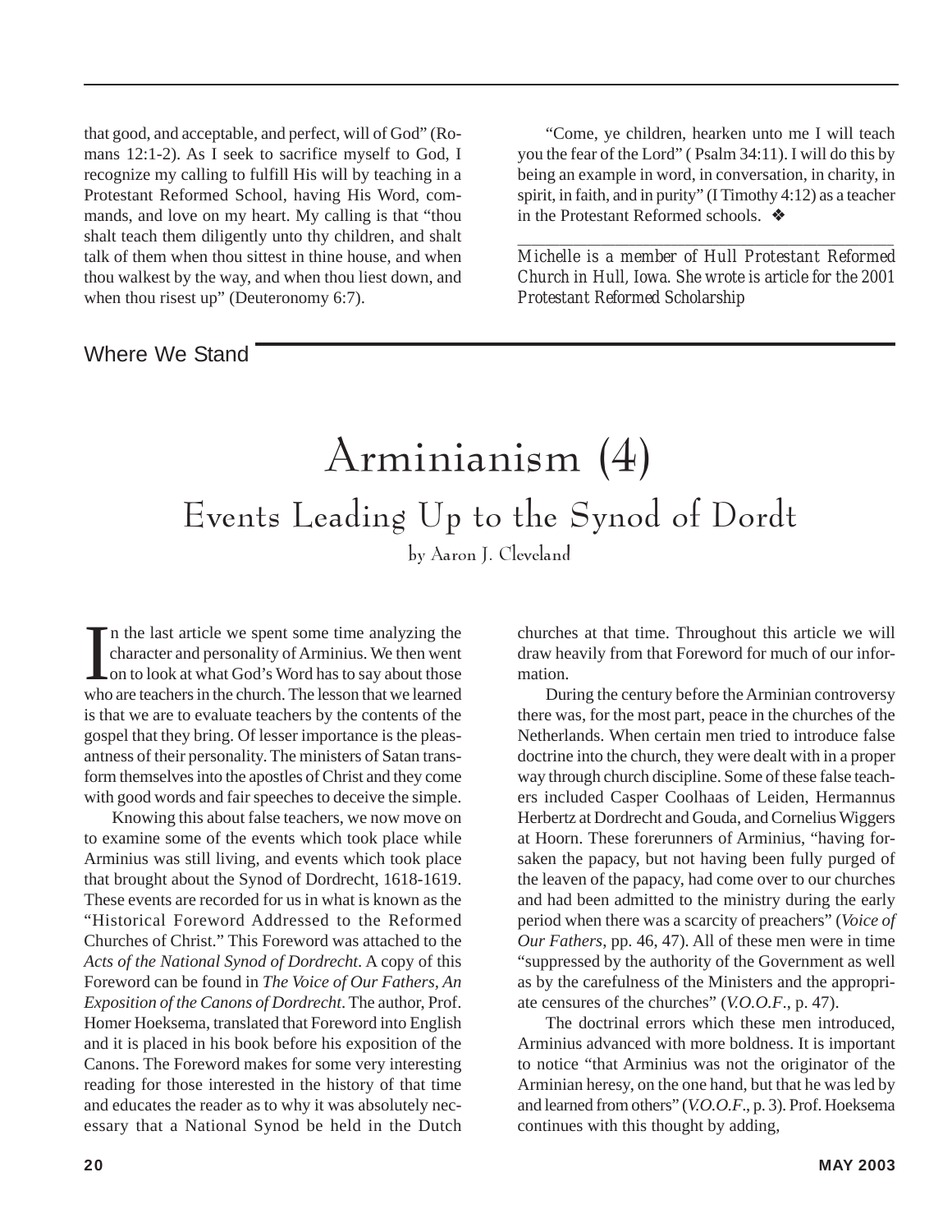that good, and acceptable, and perfect, will of God" (Romans 12:1-2). As I seek to sacrifice myself to God, I recognize my calling to fulfill His will by teaching in a Protestant Reformed School, having His Word, commands, and love on my heart. My calling is that "thou shalt teach them diligently unto thy children, and shalt talk of them when thou sittest in thine house, and when thou walkest by the way, and when thou liest down, and when thou risest up" (Deuteronomy 6:7).

"Come, ye children, hearken unto me I will teach you the fear of the Lord" ( Psalm 34:11). I will do this by being an example in word, in conversation, in charity, in spirit, in faith, and in purity" (I Timothy 4:12) as a teacher in the Protestant Reformed schools. ❖

---

*Michelle is a member of Hull Protestant Reformed Church in Hull, Iowa. She wrote is article for the 2001 Protestant Reformed Scholarship*

Where We Stand

# Arminianism (4)

## Events Leading Up to the Synod of Dordt

by Aaron J. Cleveland

In the last article we spent some time analyzing the character and personality of Arminius. We then went on to look at what God's Word has to say about those who are teachers in the church. The lesson that we learned is that we are to evaluate teachers by the contents of the gospel that they bring. Of lesser importance is the pleasantness of their personality. The ministers of Satan transform themselves into the apostles of Christ and they come with good words and fair speeches to deceive the simple.

Knowing this about false teachers, we now move on to examine some of the events which took place while Arminius was still living, and events which took place that brought about the Synod of Dordrecht, 1618-1619. These events are recorded for us in what is known as the "Historical Foreword Addressed to the Reformed Churches of Christ." This Foreword was attached to the *Acts of the National Synod of Dordrecht*. A copy of this Foreword can be found in *The Voice of Our Fathers, An Exposition of the Canons of Dordrecht*. The author, Prof. Homer Hoeksema, translated that Foreword into English and it is placed in his book before his exposition of the Canons. The Foreword makes for some very interesting reading for those interested in the history of that time and educates the reader as to why it was absolutely necessary that a National Synod be held in the Dutch churches at that time. Throughout this article we will draw heavily from that Foreword for much of our information.

During the century before the Arminian controversy there was, for the most part, peace in the churches of the Netherlands. When certain men tried to introduce false doctrine into the church, they were dealt with in a proper way through church discipline. Some of these false teachers included Casper Coolhaas of Leiden, Hermannus Herbertz at Dordrecht and Gouda, and Cornelius Wiggers at Hoorn. These forerunners of Arminius, "having forsaken the papacy, but not having been fully purged of the leaven of the papacy, had come over to our churches and had been admitted to the ministry during the early period when there was a scarcity of preachers" (*Voice of Our Fathers*, pp. 46, 47). All of these men were in time "suppressed by the authority of the Government as well as by the carefulness of the Ministers and the appropriate censures of the churches" (*V.O.O.F.*, p. 47).

The doctrinal errors which these men introduced, Arminius advanced with more boldness. It is important to notice "that Arminius was not the originator of the Arminian heresy, on the one hand, but that he was led by and learned from others" (*V.O.O.F.*, p. 3). Prof. Hoeksema continues with this thought by adding,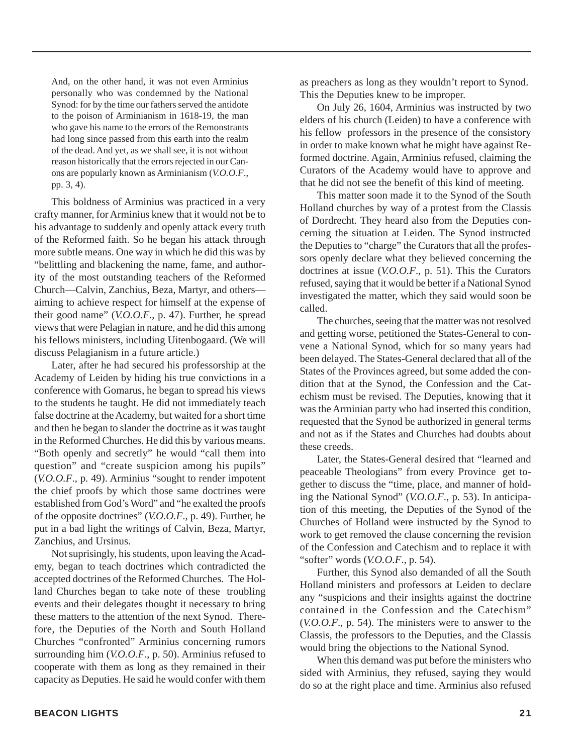> And, on the other hand, it was not even Arminius personally who was condemned by the National Synod: for by the time our fathers served the antidote to the poison of Arminianism in 1618-19, the man who gave his name to the errors of the Remonstrants had long since passed from this earth into the realm of the dead. And yet, as we shall see, it is not without reason historically that the errors rejected in our Canons are popularly known as Arminianism (*V.O.O.F*., pp. 3, 4).

This boldness of Arminius was practiced in a very crafty manner, for Arminius knew that it would not be to his advantage to suddenly and openly attack every truth of the Reformed faith. So he began his attack through more subtle means. One way in which he did this was by "belittling and blackening the name, fame, and authority of the most outstanding teachers of the Reformed Church—Calvin, Zanchius, Beza, Martyr, and others—aiming to achieve respect for himself at the expense of their good name" (*V.O.O.F*., p. 47). Further, he spread views that were Pelagian in nature, and he did this among his fellows ministers, including Uitenbogaard. (We will discuss Pelagianism in a future article.)

Later, after he had secured his professorship at the Academy of Leiden by hiding his true convictions in a conference with Gomarus, he began to spread his views to the students he taught. He did not immediately teach false doctrine at the Academy, but waited for a short time and then he began to slander the doctrine as it was taught in the Reformed Churches. He did this by various means. "Both openly and secretly" he would "call them into question" and "create suspicion among his pupils" (*V.O.O.F*., p. 49). Arminius "sought to render impotent the chief proofs by which those same doctrines were established from God's Word" and "he exalted the proofs of the opposite doctrines" (*V.O.O.F*., p. 49). Further, he put in a bad light the writings of Calvin, Beza, Martyr, Zanchius, and Ursinus.

Not suprisingly, his students, upon leaving the Academy, began to teach doctrines which contradicted the accepted doctrines of the Reformed Churches. The Holland Churches began to take note of these troubling events and their delegates thought it necessary to bring these matters to the attention of the next Synod. Therefore, the Deputies of the North and South Holland Churches "confronted" Arminius concerning rumors surrounding him (*V.O.O.F*., p. 50). Arminius refused to cooperate with them as long as they remained in their capacity as Deputies. He said he would confer with them as preachers as long as they wouldn't report to Synod. This the Deputies knew to be improper.

On July 26, 1604, Arminius was instructed by two elders of his church (Leiden) to have a conference with his fellow professors in the presence of the consistory in order to make known what he might have against Reformed doctrine. Again, Arminius refused, claiming the Curators of the Academy would have to approve and that he did not see the benefit of this kind of meeting.

This matter soon made it to the Synod of the South Holland churches by way of a protest from the Classis of Dordrecht. They heard also from the Deputies concerning the situation at Leiden. The Synod instructed the Deputies to "charge" the Curators that all the professors openly declare what they believed concerning the doctrines at issue (*V.O.O.F*., p. 51). This the Curators refused, saying that it would be better if a National Synod investigated the matter, which they said would soon be called.

The churches, seeing that the matter was not resolved and getting worse, petitioned the States-General to convene a National Synod, which for so many years had been delayed. The States-General declared that all of the States of the Provinces agreed, but some added the condition that at the Synod, the Confession and the Catechism must be revised. The Deputies, knowing that it was the Arminian party who had inserted this condition, requested that the Synod be authorized in general terms and not as if the States and Churches had doubts about these creeds.

Later, the States-General desired that "learned and peaceable Theologians" from every Province get together to discuss the "time, place, and manner of holding the National Synod" (*V.O.O.F*., p. 53). In anticipation of this meeting, the Deputies of the Synod of the Churches of Holland were instructed by the Synod to work to get removed the clause concerning the revision of the Confession and Catechism and to replace it with "softer" words (*V.O.O.F*., p. 54).

Further, this Synod also demanded of all the South Holland ministers and professors at Leiden to declare any "suspicions and their insights against the doctrine contained in the Confession and the Catechism" (*V.O.O.F*., p. 54). The ministers were to answer to the Classis, the professors to the Deputies, and the Classis would bring the objections to the National Synod.

When this demand was put before the ministers who sided with Arminius, they refused, saying they would do so at the right place and time. Arminius also refused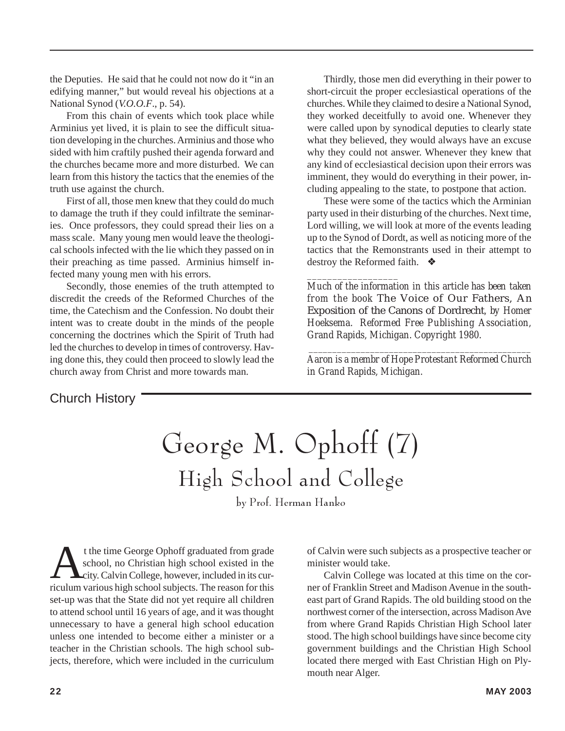the Deputies. He said that he could not now do it "in an edifying manner," but would reveal his objections at a National Synod (*V.O.O.F.*, p. 54).

From this chain of events which took place while Arminius yet lived, it is plain to see the difficult situation developing in the churches. Arminius and those who sided with him craftily pushed their agenda forward and the churches became more and more disturbed. We can learn from this history the tactics that the enemies of the truth use against the church.

First of all, those men knew that they could do much to damage the truth if they could infiltrate the seminaries. Once professors, they could spread their lies on a mass scale. Many young men would leave the theological schools infected with the lie which they passed on in their preaching as time passed. Arminius himself infected many young men with his errors.

Secondly, those enemies of the truth attempted to discredit the creeds of the Reformed Churches of the time, the Catechism and the Confession. No doubt their intent was to create doubt in the minds of the people concerning the doctrines which the Spirit of Truth had led the churches to develop in times of controversy. Having done this, they could then proceed to slowly lead the church away from Christ and more towards man.

Thirdly, those men did everything in their power to short-circuit the proper ecclesiastical operations of the churches. While they claimed to desire a National Synod, they worked deceitfully to avoid one. Whenever they were called upon by synodical deputies to clearly state what they believed, they would always have an excuse why they could not answer. Whenever they knew that any kind of ecclesiastical decision upon their errors was imminent, they would do everything in their power, including appealing to the state, to postpone that action.

These were some of the tactics which the Arminian party used in their disturbing of the churches. Next time, Lord willing, we will look at more of the events leading up to the Synod of Dordt, as well as noticing more of the tactics that the Remonstrants used in their attempt to destroy the Reformed faith. ❖

*Much of the information in this article has been taken from the book* The Voice of Our Fathers, An Exposition of the Canons of Dordrecht, *by Homer Hoeksema. Reformed Free Publishing Association, Grand Rapids, Michigan. Copyright 1980.*

*Aaron is a membr of Hope Protestant Reformed Church in Grand Rapids, Michigan.*

Church History

# George M. Ophoff (7)

## High School and College

by Prof. Herman Hanko

At the time George Ophoff graduated from grade school, no Christian high school existed in the city. Calvin College, however, included in its curriculum various high school subjects. The reason for this set-up was that the State did not yet require all children to attend school until 16 years of age, and it was thought unnecessary to have a general high school education unless one intended to become either a minister or a teacher in the Christian schools. The high school subjects, therefore, which were included in the curriculum of Calvin were such subjects as a prospective teacher or minister would take.

Calvin College was located at this time on the corner of Franklin Street and Madison Avenue in the southeast part of Grand Rapids. The old building stood on the northwest corner of the intersection, across Madison Ave from where Grand Rapids Christian High School later stood. The high school buildings have since become city government buildings and the Christian High School located there merged with East Christian High on Plymouth near Alger.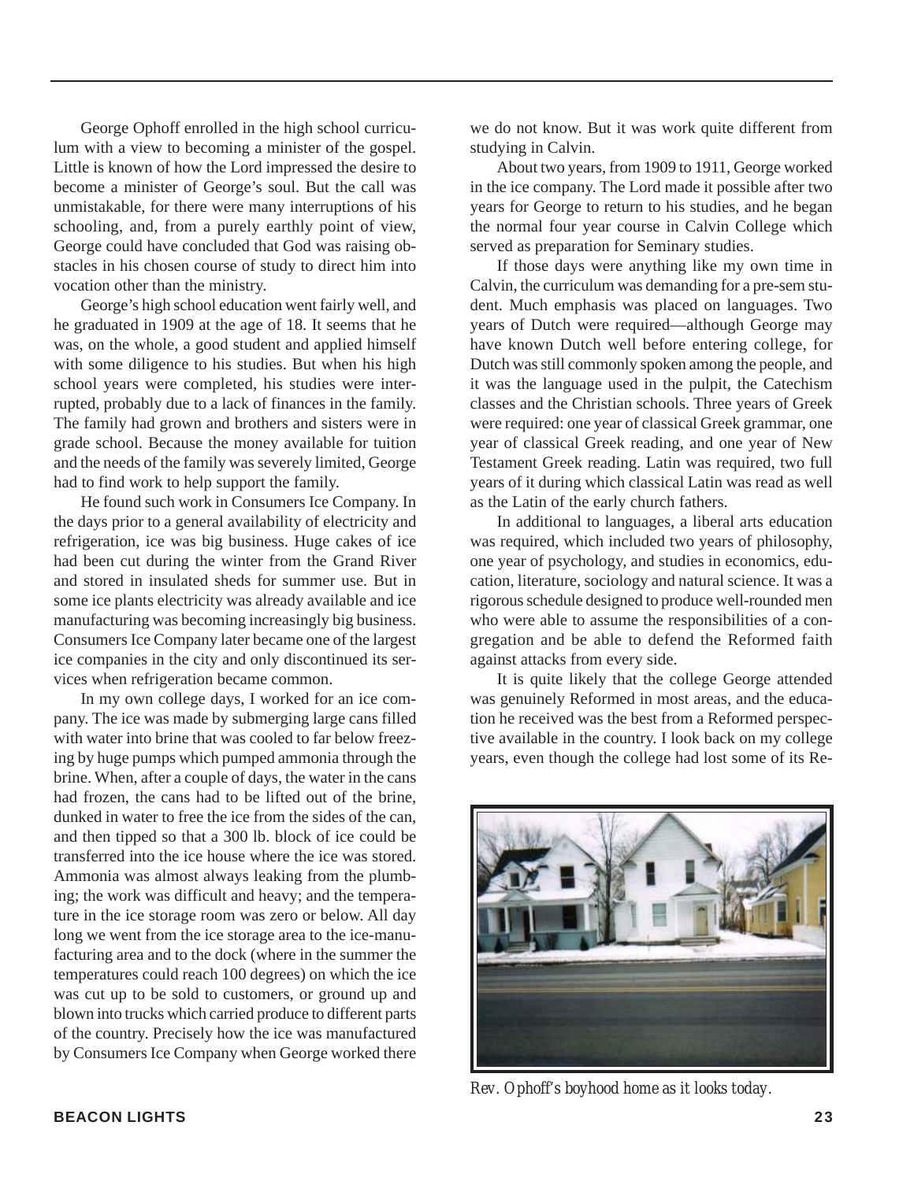George Ophoff enrolled in the high school curriculum with a view to becoming a minister of the gospel. Little is known of how the Lord impressed the desire to become a minister of George's soul. But the call was unmistakable, for there were many interruptions of his schooling, and, from a purely earthly point of view, George could have concluded that God was raising obstacles in his chosen course of study to direct him into vocation other than the ministry.

George's high school education went fairly well, and he graduated in 1909 at the age of 18. It seems that he was, on the whole, a good student and applied himself with some diligence to his studies. But when his high school years were completed, his studies were interrupted, probably due to a lack of finances in the family. The family had grown and brothers and sisters were in grade school. Because the money available for tuition and the needs of the family was severely limited, George had to find work to help support the family.

He found such work in Consumers Ice Company. In the days prior to a general availability of electricity and refrigeration, ice was big business. Huge cakes of ice had been cut during the winter from the Grand River and stored in insulated sheds for summer use. But in some ice plants electricity was already available and ice manufacturing was becoming increasingly big business. Consumers Ice Company later became one of the largest ice companies in the city and only discontinued its services when refrigeration became common.

In my own college days, I worked for an ice company. The ice was made by submerging large cans filled with water into brine that was cooled to far below freezing by huge pumps which pumped ammonia through the brine. When, after a couple of days, the water in the cans had frozen, the cans had to be lifted out of the brine, dunked in water to free the ice from the sides of the can, and then tipped so that a 300 lb. block of ice could be transferred into the ice house where the ice was stored. Ammonia was almost always leaking from the plumbing; the work was difficult and heavy; and the temperature in the ice storage room was zero or below. All day long we went from the ice storage area to the ice-manufacturing area and to the dock (where in the summer the temperatures could reach 100 degrees) on which the ice was cut up to be sold to customers, or ground up and blown into trucks which carried produce to different parts of the country. Precisely how the ice was manufactured by Consumers Ice Company when George worked there we do not know. But it was work quite different from studying in Calvin.

About two years, from 1909 to 1911, George worked in the ice company. The Lord made it possible after two years for George to return to his studies, and he began the normal four year course in Calvin College which served as preparation for Seminary studies.

If those days were anything like my own time in Calvin, the curriculum was demanding for a pre-sem student. Much emphasis was placed on languages. Two years of Dutch were required—although George may have known Dutch well before entering college, for Dutch was still commonly spoken among the people, and it was the language used in the pulpit, the Catechism classes and the Christian schools. Three years of Greek were required: one year of classical Greek grammar, one year of classical Greek reading, and one year of New Testament Greek reading. Latin was required, two full years of it during which classical Latin was read as well as the Latin of the early church fathers.

In additional to languages, a liberal arts education was required, which included two years of philosophy, one year of psychology, and studies in economics, education, literature, sociology and natural science. It was a rigorous schedule designed to produce well-rounded men who were able to assume the responsibilities of a congregation and be able to defend the Reformed faith against attacks from every side.

It is quite likely that the college George attended was genuinely Reformed in most areas, and the education he received was the best from a Reformed perspective available in the country. I look back on my college years, even though the college had lost some of its Re-

*Rev. Ophoff's boyhood home as it looks today.*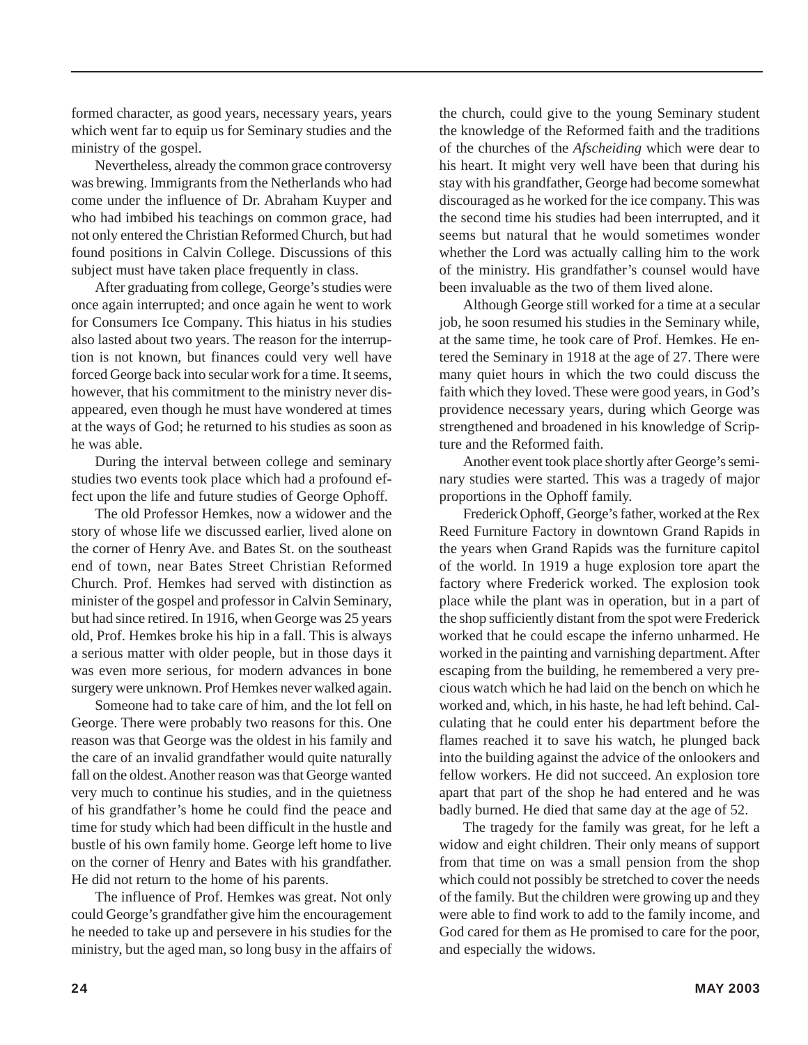formed character, as good years, necessary years, years which went far to equip us for Seminary studies and the ministry of the gospel.

Nevertheless, already the common grace controversy was brewing. Immigrants from the Netherlands who had come under the influence of Dr. Abraham Kuyper and who had imbibed his teachings on common grace, had not only entered the Christian Reformed Church, but had found positions in Calvin College. Discussions of this subject must have taken place frequently in class.

After graduating from college, George's studies were once again interrupted; and once again he went to work for Consumers Ice Company. This hiatus in his studies also lasted about two years. The reason for the interruption is not known, but finances could very well have forced George back into secular work for a time. It seems, however, that his commitment to the ministry never disappeared, even though he must have wondered at times at the ways of God; he returned to his studies as soon as he was able.

During the interval between college and seminary studies two events took place which had a profound effect upon the life and future studies of George Ophoff.

The old Professor Hemkes, now a widower and the story of whose life we discussed earlier, lived alone on the corner of Henry Ave. and Bates St. on the southeast end of town, near Bates Street Christian Reformed Church. Prof. Hemkes had served with distinction as minister of the gospel and professor in Calvin Seminary, but had since retired. In 1916, when George was 25 years old, Prof. Hemkes broke his hip in a fall. This is always a serious matter with older people, but in those days it was even more serious, for modern advances in bone surgery were unknown. Prof Hemkes never walked again.

Someone had to take care of him, and the lot fell on George. There were probably two reasons for this. One reason was that George was the oldest in his family and the care of an invalid grandfather would quite naturally fall on the oldest. Another reason was that George wanted very much to continue his studies, and in the quietness of his grandfather's home he could find the peace and time for study which had been difficult in the hustle and bustle of his own family home. George left home to live on the corner of Henry and Bates with his grandfather. He did not return to the home of his parents.

The influence of Prof. Hemkes was great. Not only could George's grandfather give him the encouragement he needed to take up and persevere in his studies for the ministry, but the aged man, so long busy in the affairs of the church, could give to the young Seminary student the knowledge of the Reformed faith and the traditions of the churches of the *Afscheiding* which were dear to his heart. It might very well have been that during his stay with his grandfather, George had become somewhat discouraged as he worked for the ice company. This was the second time his studies had been interrupted, and it seems but natural that he would sometimes wonder whether the Lord was actually calling him to the work of the ministry. His grandfather's counsel would have been invaluable as the two of them lived alone.

Although George still worked for a time at a secular job, he soon resumed his studies in the Seminary while, at the same time, he took care of Prof. Hemkes. He entered the Seminary in 1918 at the age of 27. There were many quiet hours in which the two could discuss the faith which they loved. These were good years, in God's providence necessary years, during which George was strengthened and broadened in his knowledge of Scripture and the Reformed faith.

Another event took place shortly after George's seminary studies were started. This was a tragedy of major proportions in the Ophoff family.

Frederick Ophoff, George's father, worked at the Rex Reed Furniture Factory in downtown Grand Rapids in the years when Grand Rapids was the furniture capitol of the world. In 1919 a huge explosion tore apart the factory where Frederick worked. The explosion took place while the plant was in operation, but in a part of the shop sufficiently distant from the spot were Frederick worked that he could escape the inferno unharmed. He worked in the painting and varnishing department. After escaping from the building, he remembered a very precious watch which he had laid on the bench on which he worked and, which, in his haste, he had left behind. Calculating that he could enter his department before the flames reached it to save his watch, he plunged back into the building against the advice of the onlookers and fellow workers. He did not succeed. An explosion tore apart that part of the shop he had entered and he was badly burned. He died that same day at the age of 52.

The tragedy for the family was great, for he left a widow and eight children. Their only means of support from that time on was a small pension from the shop which could not possibly be stretched to cover the needs of the family. But the children were growing up and they were able to find work to add to the family income, and God cared for them as He promised to care for the poor, and especially the widows.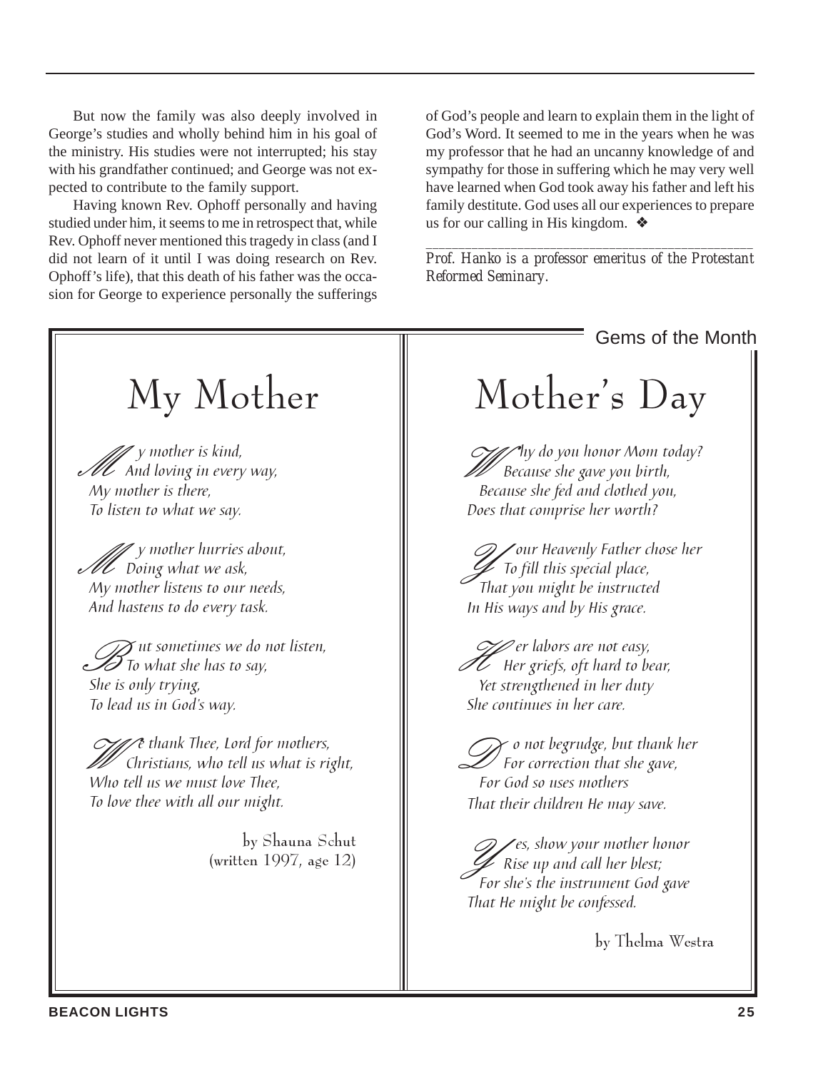But now the family was also deeply involved in George's studies and wholly behind him in his goal of the ministry. His studies were not interrupted; his stay with his grandfather continued; and George was not expected to contribute to the family support.

Having known Rev. Ophoff personally and having studied under him, it seems to me in retrospect that, while Rev. Ophoff never mentioned this tragedy in class (and I did not learn of it until I was doing research on Rev. Ophoff's life), that this death of his father was the occasion for George to experience personally the sufferings of God's people and learn to explain them in the light of God's Word. It seemed to me in the years when he was my professor that he had an uncanny knowledge of and sympathy for those in suffering which he may very well have learned when God took away his father and left his family destitute. God uses all our experiences to prepare us for our calling in His kingdom. ❖

---

*Prof. Hanko is a professor emeritus of the Protestant Reformed Seminary.*

## Gems of the Month

# My Mother

*My mother is kind,*
*And loving in every way,*
*My mother is there,*
*To listen to what we say.*

*My mother hurries about,*
*Doing what we ask,*
*My mother listens to our needs,*
*And hastens to do every task.*

*But sometimes we do not listen,*
*To what she has to say,*
*She is only trying,*
*To lead us in God's way.*

*We thank Thee, Lord for mothers,*
*Christians, who tell us what is right,*
*Who tell us we must love Thee,*
*To love thee with all our might.*

by Shauna Schut
(written 1997, age 12)

# Mother's Day

*Why do you honor Mom today?*
*Because she gave you birth,*
*Because she fed and clothed you,*
*Does that comprise her worth?*

*Your Heavenly Father chose her*
*To fill this special place,*
*That you might be instructed*
*In His ways and by His grace.*

*Her labors are not easy,*
*Her griefs, oft hard to bear,*
*Yet strengthened in her duty*
*She continues in her care.*

*Do not begrudge, but thank her*
*For correction that she gave,*
*For God so uses mothers*
*That their children He may save.*

*Yes, show your mother honor*
*Rise up and call her blest;*
*For she's the instrument God gave*
*That He might be confessed.*

by Thelma Westra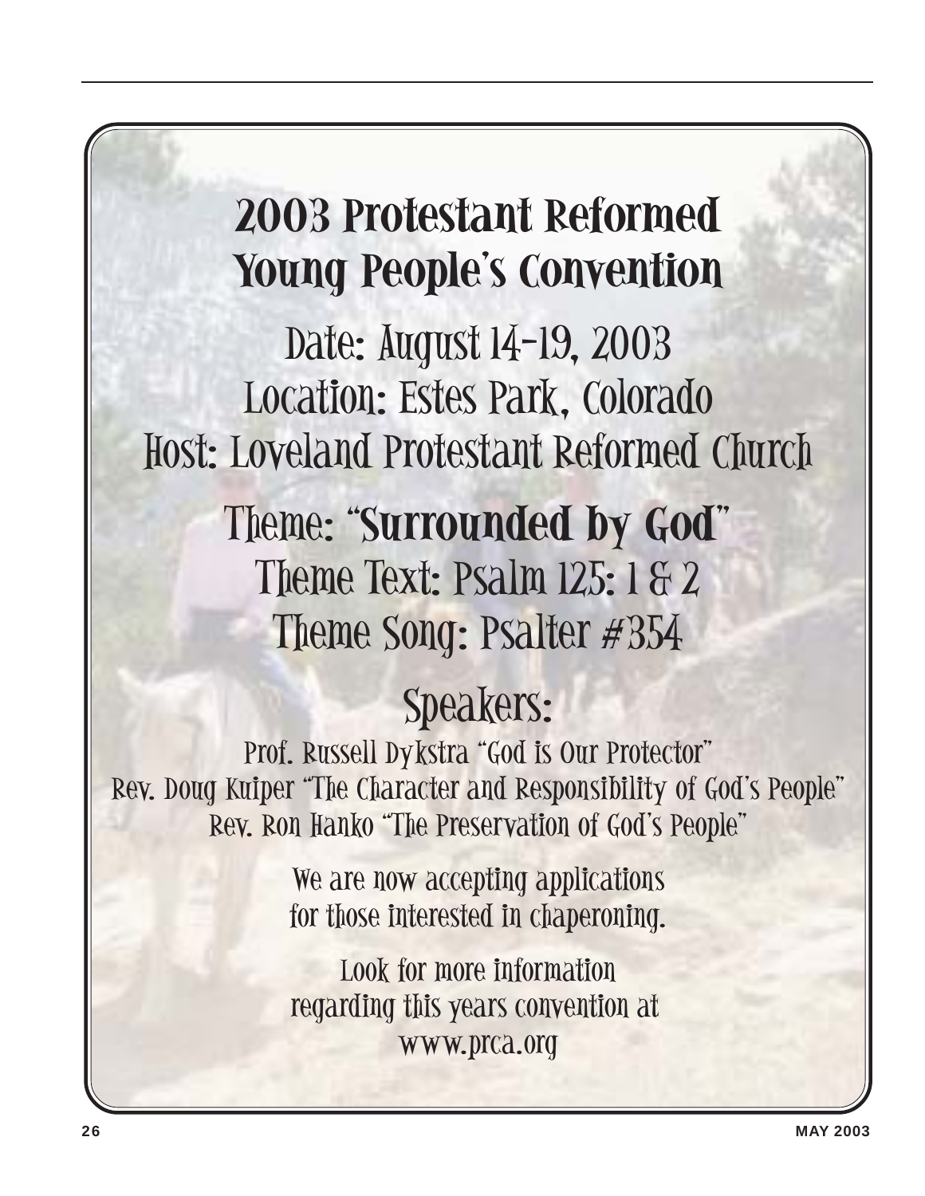# 2003 Protestant Reformed Young People's Convention

## Date: August 14-19, 2003
## Location: Estes Park, Colorado
## Host: Loveland Protestant Reformed Church

## Theme: "**Surrounded by God**"
## Theme Text: Psalm 125: 1 & 2
## Theme Song: Psalter #354

## Speakers:

Prof. Russell Dykstra "God is Our Protector"
Rev. Doug Kuiper "The Character and Responsibility of God's People"
Rev. Ron Hanko "The Preservation of God's People"

We are now accepting applications for those interested in chaperoning.

Look for more information regarding this years convention at www.prca.org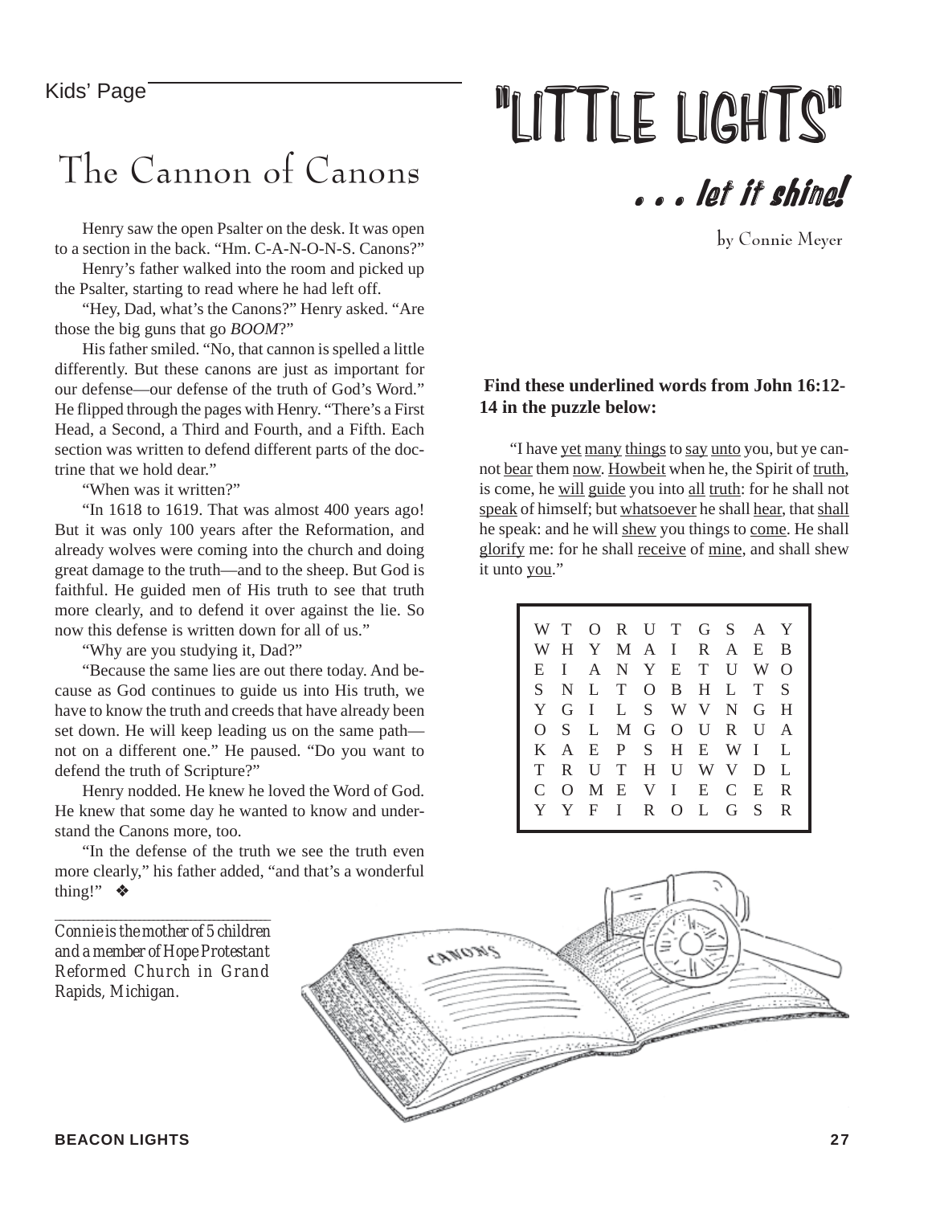Kids' Page

# "LITTLE LIGHTS"

## . . . let it shine!

by Connie Meyer

## The Cannon of Canons

Henry saw the open Psalter on the desk. It was open to a section in the back. "Hm. C-A-N-O-N-S. Canons?"

Henry's father walked into the room and picked up the Psalter, starting to read where he had left off.

"Hey, Dad, what's the Canons?" Henry asked. "Are those the big guns that go *BOOM*?"

His father smiled. "No, that cannon is spelled a little differently. But these canons are just as important for our defense—our defense of the truth of God's Word." He flipped through the pages with Henry. "There's a First Head, a Second, a Third and Fourth, and a Fifth. Each section was written to defend different parts of the doctrine that we hold dear."

"When was it written?"

"In 1618 to 1619. That was almost 400 years ago! But it was only 100 years after the Reformation, and already wolves were coming into the church and doing great damage to the truth—and to the sheep. But God is faithful. He guided men of His truth to see that truth more clearly, and to defend it over against the lie. So now this defense is written down for all of us."

"Why are you studying it, Dad?"

"Because the same lies are out there today. And because as God continues to guide us into His truth, we have to know the truth and creeds that have already been set down. He will keep leading us on the same path—not on a different one." He paused. "Do you want to defend the truth of Scripture?"

Henry nodded. He knew he loved the Word of God. He knew that some day he wanted to know and understand the Canons more, too.

"In the defense of the truth we see the truth even more clearly," his father added, "and that's a wonderful thing!" ❖

---

*Connie is the mother of 5 children and a member of Hope Protestant Reformed Church in Grand Rapids, Michigan.*

**Find these underlined words from John 16:12-14 in the puzzle below:**

"I have yet many things to say unto you, but ye cannot bear them now. Howbeit when he, the Spirit of truth, is come, he will guide you into all truth: for he shall not speak of himself; but whatsoever he shall hear, that shall he speak: and he will shew you things to come. He shall glorify me: for he shall receive of mine, and shall shew it unto you."

```
W T O R U T G S A Y
W H Y M A I R A E B
E I A N Y E T U W O
S N L T O B H L T S
Y G I L S W V N G H
O S L M G O U R U A
K A E P S H E W I L
T R U T H U W V D L
C O M E V I E C E R
Y Y F I R O L G S R
```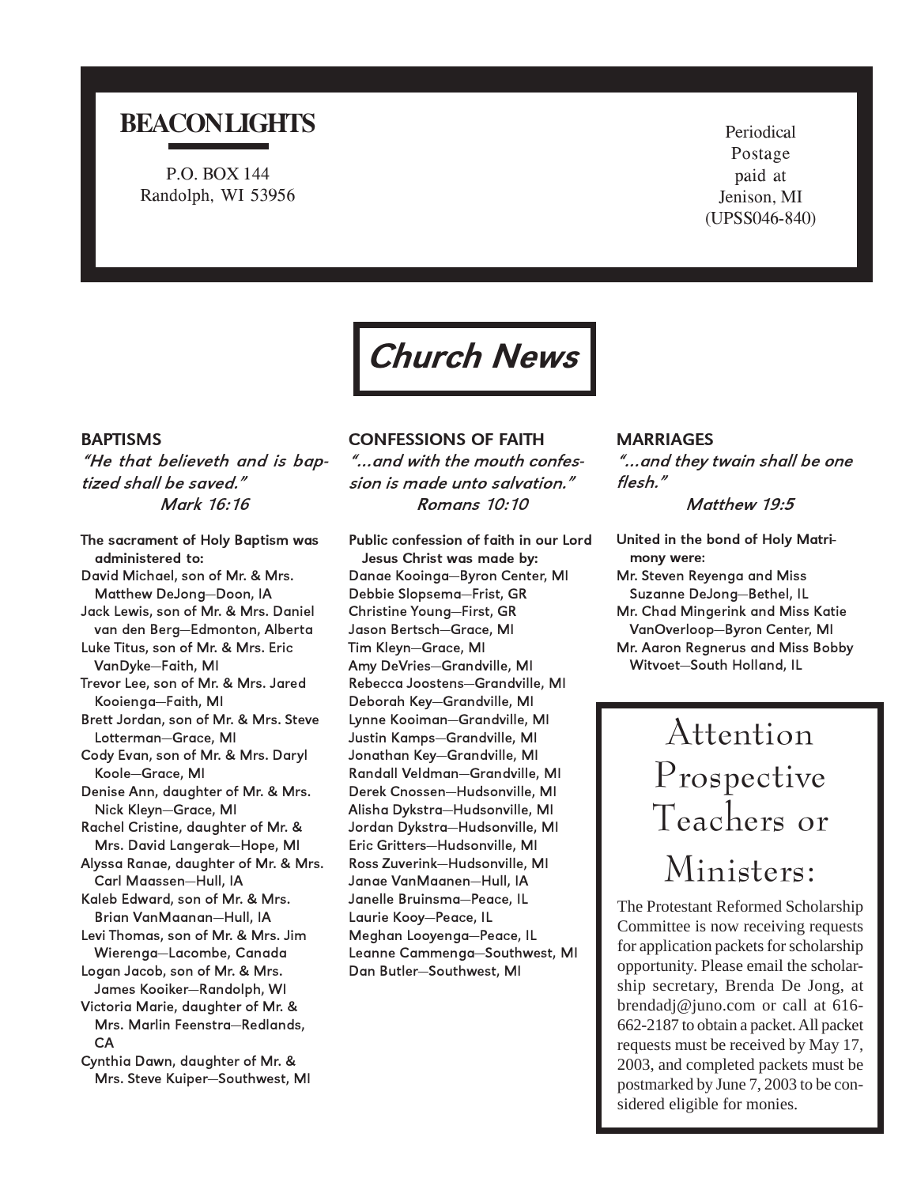**BEACON LIGHTS**

P.O. BOX 144
Randolph, WI 53956

Periodical
Postage
paid at
Jenison, MI
(UPSS046-840)

# *Church News*

## BAPTISMS

*"He that believeth and is baptized shall be saved."*
*Mark 16:16*

The sacrament of Holy Baptism was administered to:

David Michael, son of Mr. & Mrs. Matthew DeJong—Doon, IA
Jack Lewis, son of Mr. & Mrs. Daniel van den Berg—Edmonton, Alberta
Luke Titus, son of Mr. & Mrs. Eric VanDyke—Faith, MI
Trevor Lee, son of Mr. & Mrs. Jared Kooienga—Faith, MI
Brett Jordan, son of Mr. & Mrs. Steve Lotterman—Grace, MI
Cody Evan, son of Mr. & Mrs. Daryl Koole—Grace, MI
Denise Ann, daughter of Mr. & Mrs. Nick Kleyn—Grace, MI
Rachel Cristine, daughter of Mr. & Mrs. David Langerak—Hope, MI
Alyssa Ranae, daughter of Mr. & Mrs. Carl Maassen—Hull, IA
Kaleb Edward, son of Mr. & Mrs. Brian VanMaanan—Hull, IA
Levi Thomas, son of Mr. & Mrs. Jim Wierenga—Lacombe, Canada
Logan Jacob, son of Mr. & Mrs. James Kooiker—Randolph, WI
Victoria Marie, daughter of Mr. & Mrs. Marlin Feenstra—Redlands, CA
Cynthia Dawn, daughter of Mr. & Mrs. Steve Kuiper—Southwest, MI

## CONFESSIONS OF FAITH

*"...and with the mouth confession is made unto salvation."*
*Romans 10:10*

Public confession of faith in our Lord Jesus Christ was made by:

Danae Kooinga—Byron Center, MI
Debbie Slopsema—Frist, GR
Christine Young—First, GR
Jason Bertsch—Grace, MI
Tim Kleyn—Grace, MI
Amy DeVries—Grandville, MI
Rebecca Joostens—Grandville, MI
Deborah Key—Grandville, MI
Lynne Kooiman—Grandville, MI
Justin Kamps—Grandville, MI
Jonathan Key—Grandville, MI
Randall Veldman—Grandville, MI
Derek Cnossen—Hudsonville, MI
Alisha Dykstra—Hudsonville, MI
Jordan Dykstra—Hudsonville, MI
Eric Gritters—Hudsonville, MI
Ross Zuverink—Hudsonville, MI
Janae VanMaanen—Hull, IA
Janelle Bruinsma—Peace, IL
Laurie Kooy—Peace, IL
Meghan Looyenga—Peace, IL
Leanne Cammenga—Southwest, MI
Dan Butler—Southwest, MI

## MARRIAGES

*"...and they twain shall be one flesh."*
*Matthew 19:5*

United in the bond of Holy Matrimony were:

Mr. Steven Reyenga and Miss Suzanne DeJong—Bethel, IL
Mr. Chad Mingerink and Miss Katie VanOverloop—Byron Center, MI
Mr. Aaron Regnerus and Miss Bobby Witvoet—South Holland, IL

## Attention Prospective Teachers or Ministers:

The Protestant Reformed Scholarship Committee is now receiving requests for application packets for scholarship opportunity. Please email the scholarship secretary, Brenda De Jong, at brendadj@juno.com or call at 616-662-2187 to obtain a packet. All packet requests must be received by May 17, 2003, and completed packets must be postmarked by June 7, 2003 to be considered eligible for monies.